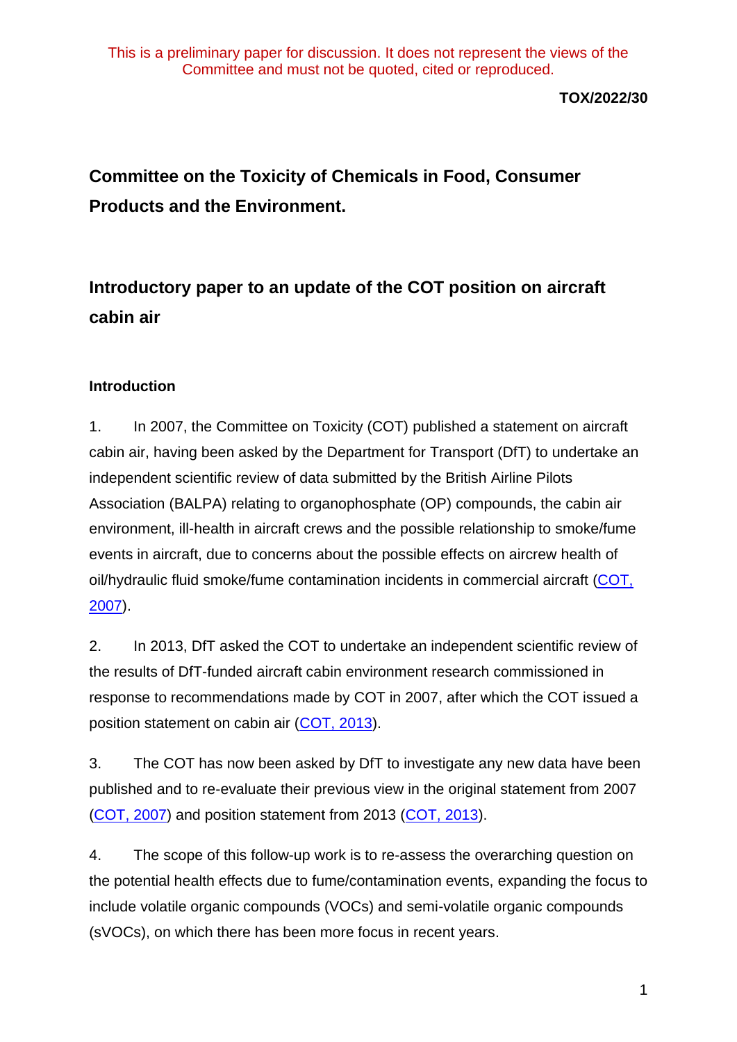This is a preliminary paper for discussion. It does not represent the views of the Committee and must not be quoted, cited or reproduced.

**TOX/2022/30**

# Committee on the Toxicity of Chemicals in Food, Consumer Products and the Environment.

## Introductory paper to an update of the COT position on aircraft cabin air

### Introduction

1. In 2007, the Committee on Toxicity (COT) published a statement on aircraft cabin air, having been asked by the Department for Transport (DfT) to undertake an independent scientific review of data submitted by the British Airline Pilots Association (BALPA) relating to organophosphate (OP) compounds, the cabin air environment, ill-health in aircraft crews and the possible relationship to smoke/fume events in aircraft, due to concerns about the possible effects on aircrew health of oil/hydraulic fluid smoke/fume contamination incidents in commercial aircraft (COT, 2007).

2. In 2013, DfT asked the COT to undertake an independent scientific review of the results of DfT-funded aircraft cabin environment research commissioned in response to recommendations made by COT in 2007, after which the COT issued a position statement on cabin air (COT, 2013).

3. The COT has now been asked by DfT to investigate any new data have been published and to re-evaluate their previous view in the original statement from 2007 (COT, 2007) and position statement from 2013 (COT, 2013).

4. The scope of this follow-up work is to re-assess the overarching question on the potential health effects due to fume/contamination events, expanding the focus to include volatile organic compounds (VOCs) and semi-volatile organic compounds (sVOCs), on which there has been more focus in recent years.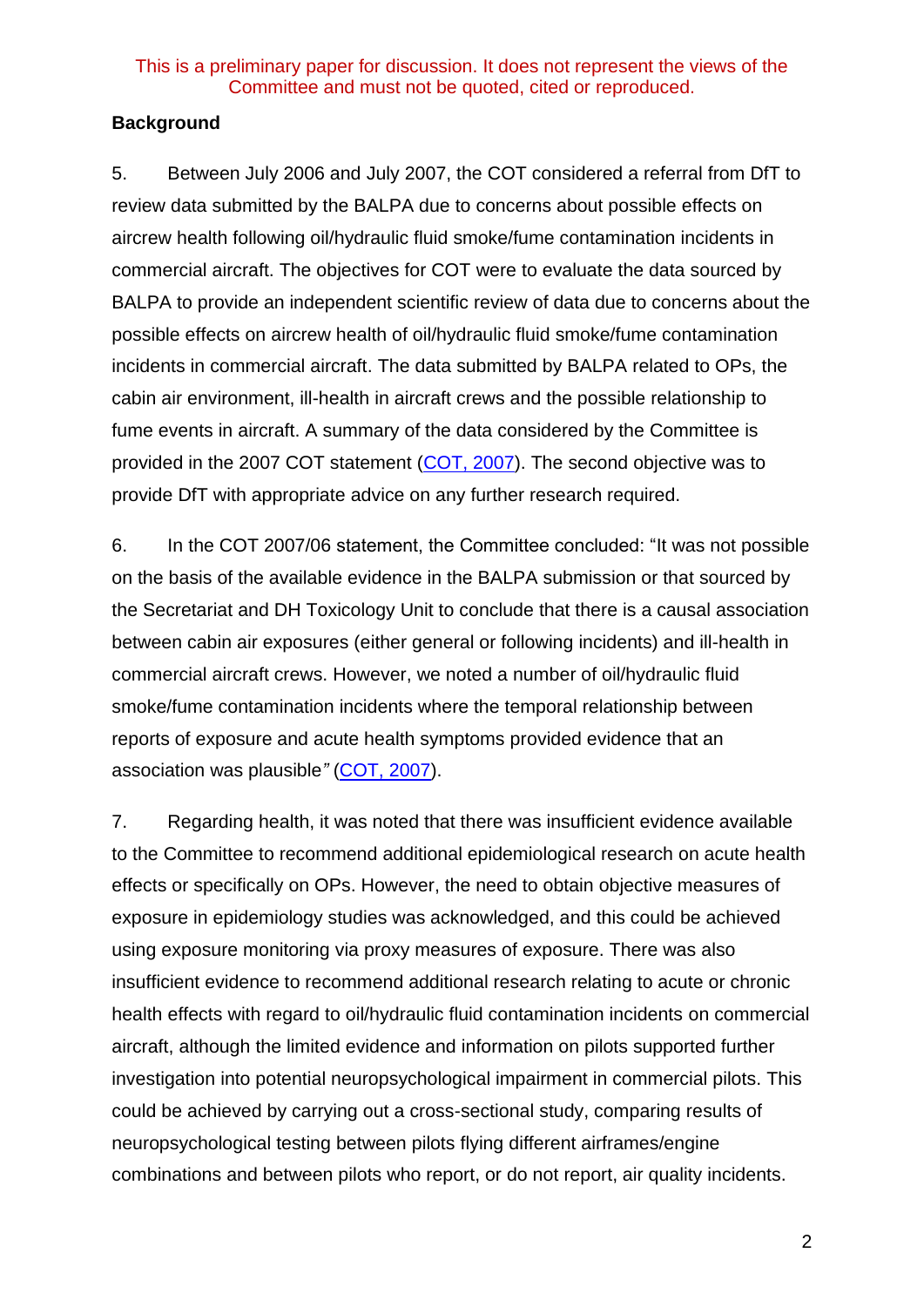This is a preliminary paper for discussion. It does not represent the views of the Committee and must not be quoted, cited or reproduced.

**Background**

5. Between July 2006 and July 2007, the COT considered a referral from DfT to review data submitted by the BALPA due to concerns about possible effects on aircrew health following oil/hydraulic fluid smoke/fume contamination incidents in commercial aircraft. The objectives for COT were to evaluate the data sourced by BALPA to provide an independent scientific review of data due to concerns about the possible effects on aircrew health of oil/hydraulic fluid smoke/fume contamination incidents in commercial aircraft. The data submitted by BALPA related to OPs, the cabin air environment, ill-health in aircraft crews and the possible relationship to fume events in aircraft. A summary of the data considered by the Committee is provided in the 2007 COT statement (COT, 2007). The second objective was to provide DfT with appropriate advice on any further research required.

6. In the COT 2007/06 statement, the Committee concluded: "It was not possible on the basis of the available evidence in the BALPA submission or that sourced by the Secretariat and DH Toxicology Unit to conclude that there is a causal association between cabin air exposures (either general or following incidents) and ill-health in commercial aircraft crews. However, we noted a number of oil/hydraulic fluid smoke/fume contamination incidents where the temporal relationship between reports of exposure and acute health symptoms provided evidence that an association was plausible*"* (COT, 2007).

7. Regarding health, it was noted that there was insufficient evidence available to the Committee to recommend additional epidemiological research on acute health effects or specifically on OPs. However, the need to obtain objective measures of exposure in epidemiology studies was acknowledged, and this could be achieved using exposure monitoring via proxy measures of exposure. There was also insufficient evidence to recommend additional research relating to acute or chronic health effects with regard to oil/hydraulic fluid contamination incidents on commercial aircraft, although the limited evidence and information on pilots supported further investigation into potential neuropsychological impairment in commercial pilots. This could be achieved by carrying out a cross-sectional study, comparing results of neuropsychological testing between pilots flying different airframes/engine combinations and between pilots who report, or do not report, air quality incidents.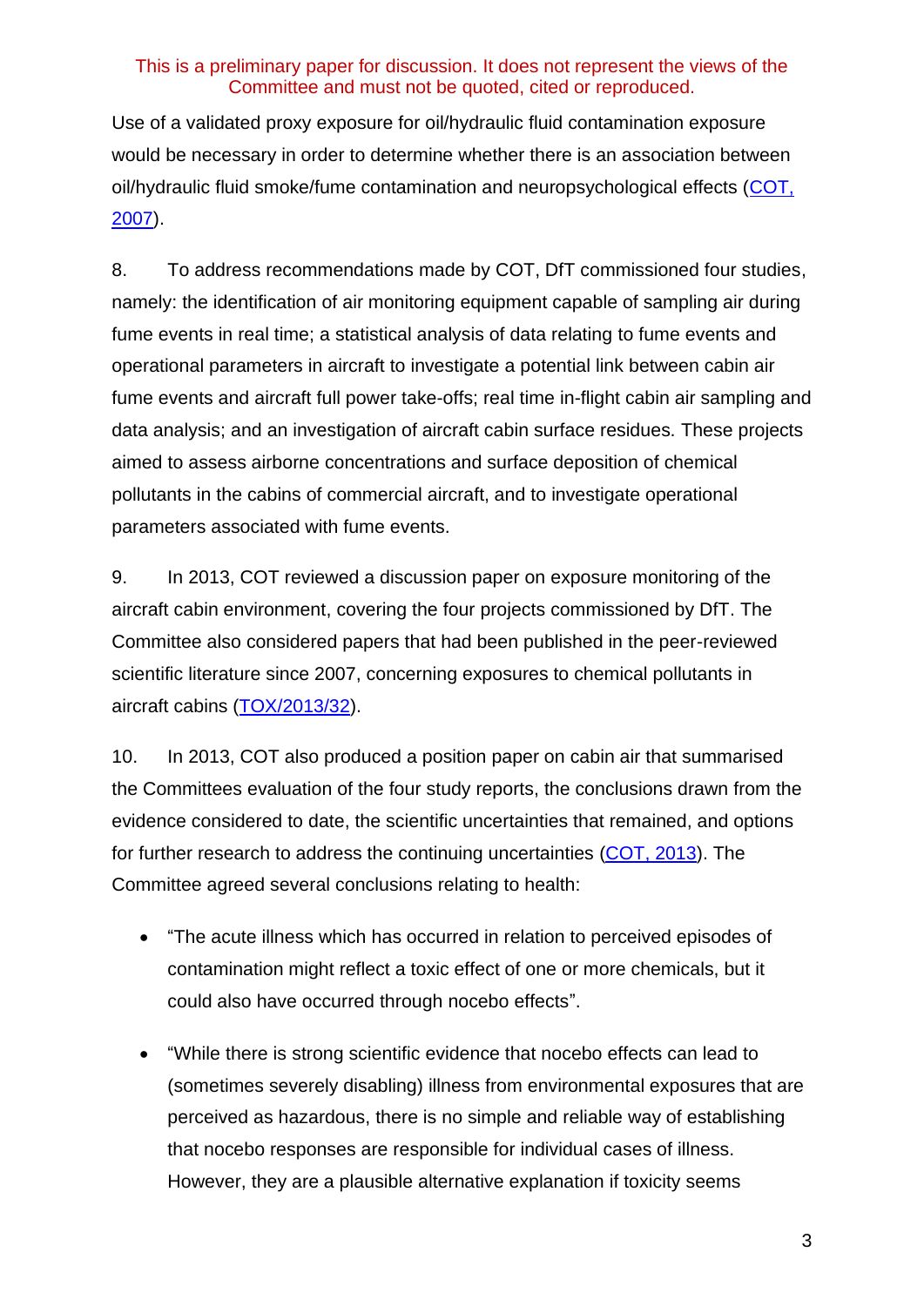Use of a validated proxy exposure for oil/hydraulic fluid contamination exposure would be necessary in order to determine whether there is an association between oil/hydraulic fluid smoke/fume contamination and neuropsychological effects (COT, 2007).

8. To address recommendations made by COT, DfT commissioned four studies, namely: the identification of air monitoring equipment capable of sampling air during fume events in real time; a statistical analysis of data relating to fume events and operational parameters in aircraft to investigate a potential link between cabin air fume events and aircraft full power take-offs; real time in-flight cabin air sampling and data analysis; and an investigation of aircraft cabin surface residues. These projects aimed to assess airborne concentrations and surface deposition of chemical pollutants in the cabins of commercial aircraft, and to investigate operational parameters associated with fume events.

9. In 2013, COT reviewed a discussion paper on exposure monitoring of the aircraft cabin environment, covering the four projects commissioned by DfT. The Committee also considered papers that had been published in the peer-reviewed scientific literature since 2007, concerning exposures to chemical pollutants in aircraft cabins (TOX/2013/32).

10. In 2013, COT also produced a position paper on cabin air that summarised the Committees evaluation of the four study reports, the conclusions drawn from the evidence considered to date, the scientific uncertainties that remained, and options for further research to address the continuing uncertainties (COT, 2013). The Committee agreed several conclusions relating to health:

- "The acute illness which has occurred in relation to perceived episodes of contamination might reflect a toxic effect of one or more chemicals, but it could also have occurred through nocebo effects".
- "While there is strong scientific evidence that nocebo effects can lead to (sometimes severely disabling) illness from environmental exposures that are perceived as hazardous, there is no simple and reliable way of establishing that nocebo responses are responsible for individual cases of illness. However, they are a plausible alternative explanation if toxicity seems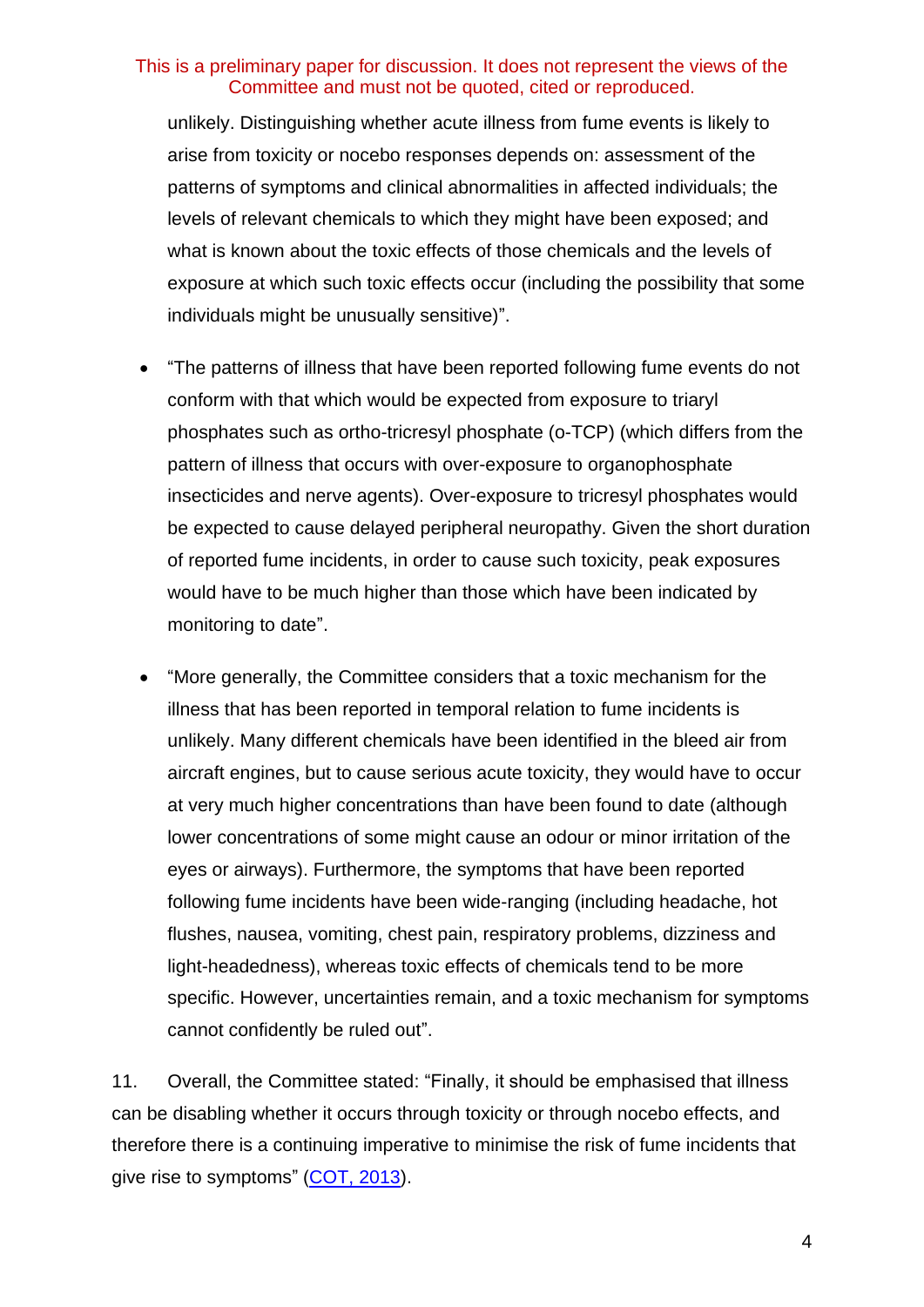unlikely. Distinguishing whether acute illness from fume events is likely to arise from toxicity or nocebo responses depends on: assessment of the patterns of symptoms and clinical abnormalities in affected individuals; the levels of relevant chemicals to which they might have been exposed; and what is known about the toxic effects of those chemicals and the levels of exposure at which such toxic effects occur (including the possibility that some individuals might be unusually sensitive)".

- "The patterns of illness that have been reported following fume events do not conform with that which would be expected from exposure to triaryl phosphates such as ortho-tricresyl phosphate (o-TCP) (which differs from the pattern of illness that occurs with over-exposure to organophosphate insecticides and nerve agents). Over-exposure to tricresyl phosphates would be expected to cause delayed peripheral neuropathy. Given the short duration of reported fume incidents, in order to cause such toxicity, peak exposures would have to be much higher than those which have been indicated by monitoring to date".

- "More generally, the Committee considers that a toxic mechanism for the illness that has been reported in temporal relation to fume incidents is unlikely. Many different chemicals have been identified in the bleed air from aircraft engines, but to cause serious acute toxicity, they would have to occur at very much higher concentrations than have been found to date (although lower concentrations of some might cause an odour or minor irritation of the eyes or airways). Furthermore, the symptoms that have been reported following fume incidents have been wide-ranging (including headache, hot flushes, nausea, vomiting, chest pain, respiratory problems, dizziness and light-headedness), whereas toxic effects of chemicals tend to be more specific. However, uncertainties remain, and a toxic mechanism for symptoms cannot confidently be ruled out".

11. Overall, the Committee stated: "Finally, it should be emphasised that illness can be disabling whether it occurs through toxicity or through nocebo effects, and therefore there is a continuing imperative to minimise the risk of fume incidents that give rise to symptoms" (COT, 2013).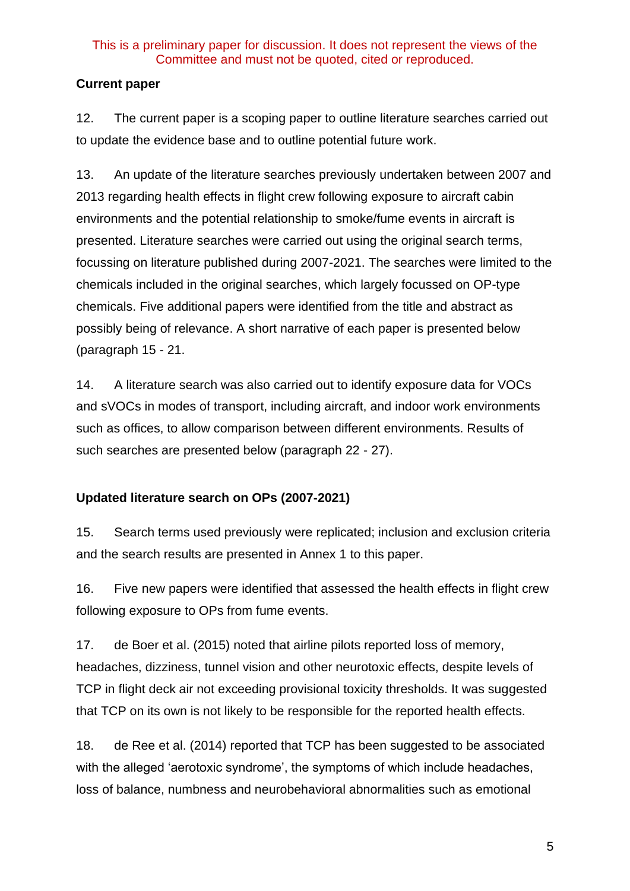This is a preliminary paper for discussion. It does not represent the views of the Committee and must not be quoted, cited or reproduced.

**Current paper**

12. The current paper is a scoping paper to outline literature searches carried out to update the evidence base and to outline potential future work.

13. An update of the literature searches previously undertaken between 2007 and 2013 regarding health effects in flight crew following exposure to aircraft cabin environments and the potential relationship to smoke/fume events in aircraft is presented. Literature searches were carried out using the original search terms, focussing on literature published during 2007-2021. The searches were limited to the chemicals included in the original searches, which largely focussed on OP-type chemicals. Five additional papers were identified from the title and abstract as possibly being of relevance. A short narrative of each paper is presented below (paragraph 15 - 21.

14. A literature search was also carried out to identify exposure data for VOCs and sVOCs in modes of transport, including aircraft, and indoor work environments such as offices, to allow comparison between different environments. Results of such searches are presented below (paragraph 22 - 27).

**Updated literature search on OPs (2007-2021)**

15. Search terms used previously were replicated; inclusion and exclusion criteria and the search results are presented in Annex 1 to this paper.

16. Five new papers were identified that assessed the health effects in flight crew following exposure to OPs from fume events.

17. de Boer et al. (2015) noted that airline pilots reported loss of memory, headaches, dizziness, tunnel vision and other neurotoxic effects, despite levels of TCP in flight deck air not exceeding provisional toxicity thresholds. It was suggested that TCP on its own is not likely to be responsible for the reported health effects.

18. de Ree et al. (2014) reported that TCP has been suggested to be associated with the alleged 'aerotoxic syndrome', the symptoms of which include headaches, loss of balance, numbness and neurobehavioral abnormalities such as emotional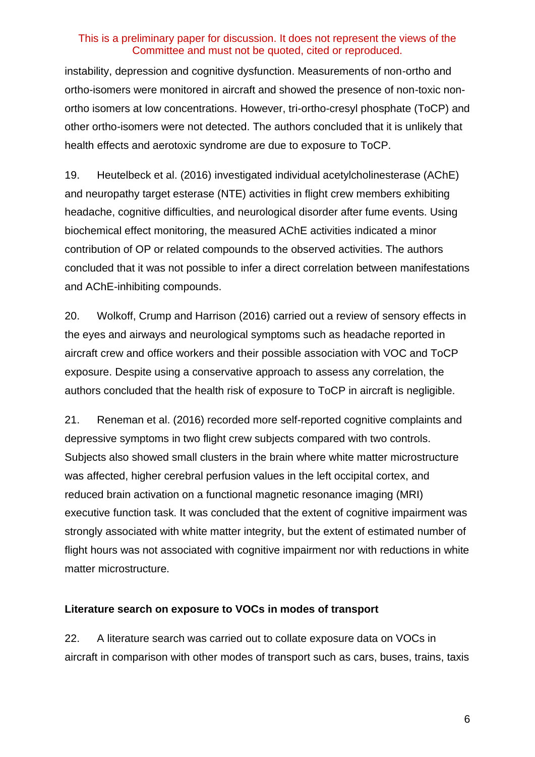instability, depression and cognitive dysfunction. Measurements of non-ortho and ortho-isomers were monitored in aircraft and showed the presence of non-toxic non-ortho isomers at low concentrations. However, tri-ortho-cresyl phosphate (ToCP) and other ortho-isomers were not detected. The authors concluded that it is unlikely that health effects and aerotoxic syndrome are due to exposure to ToCP.

19. Heutelbeck et al. (2016) investigated individual acetylcholinesterase (AChE) and neuropathy target esterase (NTE) activities in flight crew members exhibiting headache, cognitive difficulties, and neurological disorder after fume events. Using biochemical effect monitoring, the measured AChE activities indicated a minor contribution of OP or related compounds to the observed activities. The authors concluded that it was not possible to infer a direct correlation between manifestations and AChE-inhibiting compounds.

20. Wolkoff, Crump and Harrison (2016) carried out a review of sensory effects in the eyes and airways and neurological symptoms such as headache reported in aircraft crew and office workers and their possible association with VOC and ToCP exposure. Despite using a conservative approach to assess any correlation, the authors concluded that the health risk of exposure to ToCP in aircraft is negligible.

21. Reneman et al. (2016) recorded more self-reported cognitive complaints and depressive symptoms in two flight crew subjects compared with two controls. Subjects also showed small clusters in the brain where white matter microstructure was affected, higher cerebral perfusion values in the left occipital cortex, and reduced brain activation on a functional magnetic resonance imaging (MRI) executive function task. It was concluded that the extent of cognitive impairment was strongly associated with white matter integrity, but the extent of estimated number of flight hours was not associated with cognitive impairment nor with reductions in white matter microstructure.

**Literature search on exposure to VOCs in modes of transport**

22. A literature search was carried out to collate exposure data on VOCs in aircraft in comparison with other modes of transport such as cars, buses, trains, taxis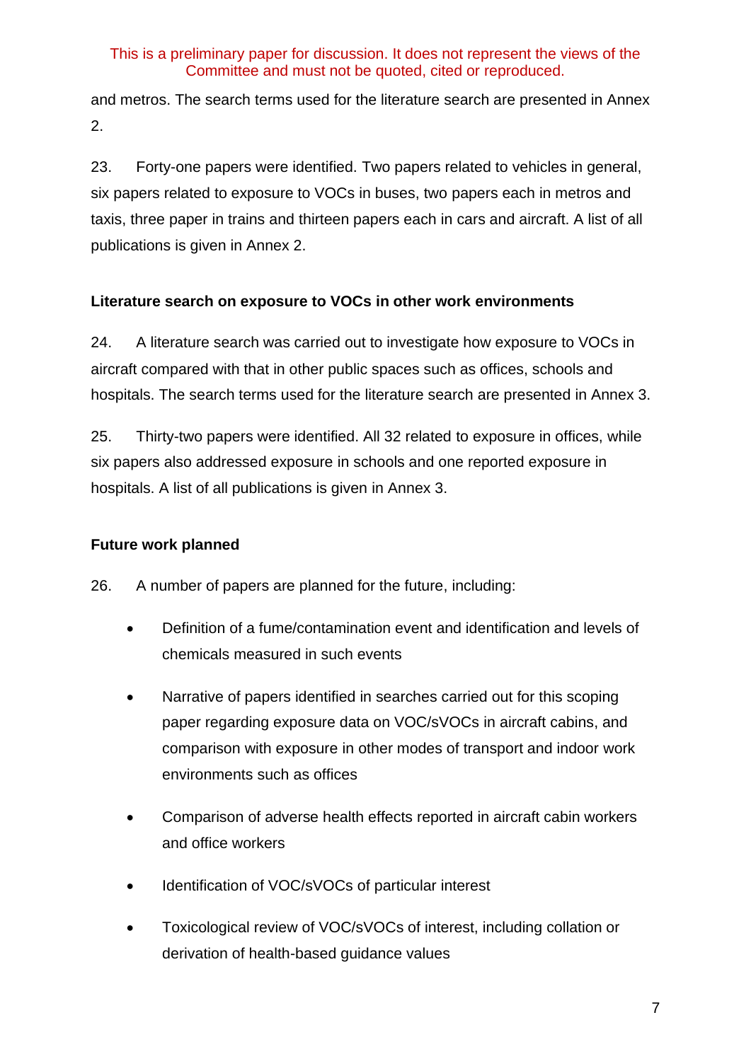and metros. The search terms used for the literature search are presented in Annex 2.

23. Forty-one papers were identified. Two papers related to vehicles in general, six papers related to exposure to VOCs in buses, two papers each in metros and taxis, three paper in trains and thirteen papers each in cars and aircraft. A list of all publications is given in Annex 2.

**Literature search on exposure to VOCs in other work environments**

24. A literature search was carried out to investigate how exposure to VOCs in aircraft compared with that in other public spaces such as offices, schools and hospitals. The search terms used for the literature search are presented in Annex 3.

25. Thirty-two papers were identified. All 32 related to exposure in offices, while six papers also addressed exposure in schools and one reported exposure in hospitals. A list of all publications is given in Annex 3.

**Future work planned**

26. A number of papers are planned for the future, including:

- Definition of a fume/contamination event and identification and levels of chemicals measured in such events
- Narrative of papers identified in searches carried out for this scoping paper regarding exposure data on VOC/sVOCs in aircraft cabins, and comparison with exposure in other modes of transport and indoor work environments such as offices
- Comparison of adverse health effects reported in aircraft cabin workers and office workers
- Identification of VOC/sVOCs of particular interest
- Toxicological review of VOC/sVOCs of interest, including collation or derivation of health-based guidance values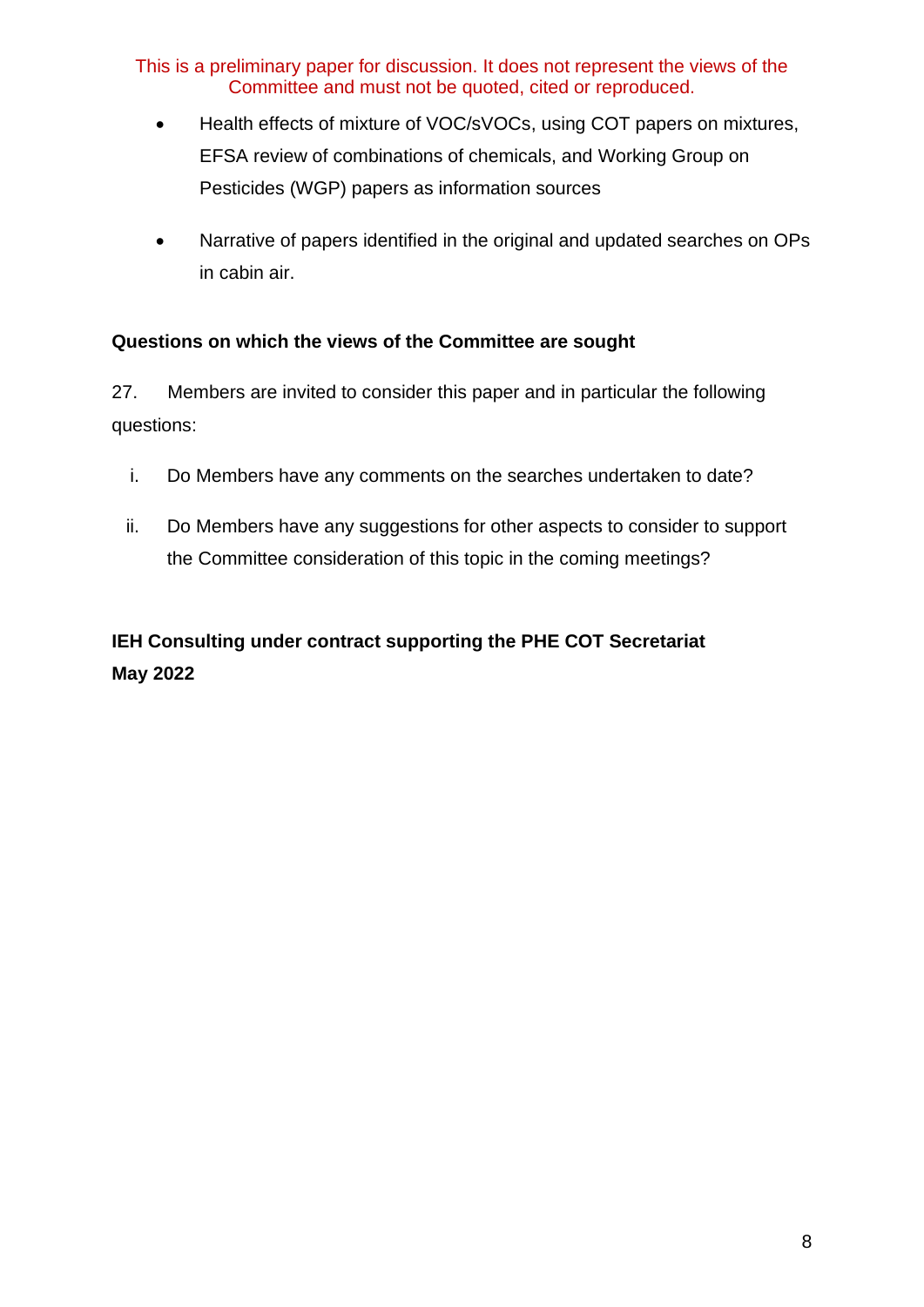- Health effects of mixture of VOC/sVOCs, using COT papers on mixtures, EFSA review of combinations of chemicals, and Working Group on Pesticides (WGP) papers as information sources

- Narrative of papers identified in the original and updated searches on OPs in cabin air.

**Questions on which the views of the Committee are sought**

27. Members are invited to consider this paper and in particular the following questions:

i. Do Members have any comments on the searches undertaken to date?

ii. Do Members have any suggestions for other aspects to consider to support the Committee consideration of this topic in the coming meetings?

**IEH Consulting under contract supporting the PHE COT Secretariat**
**May 2022**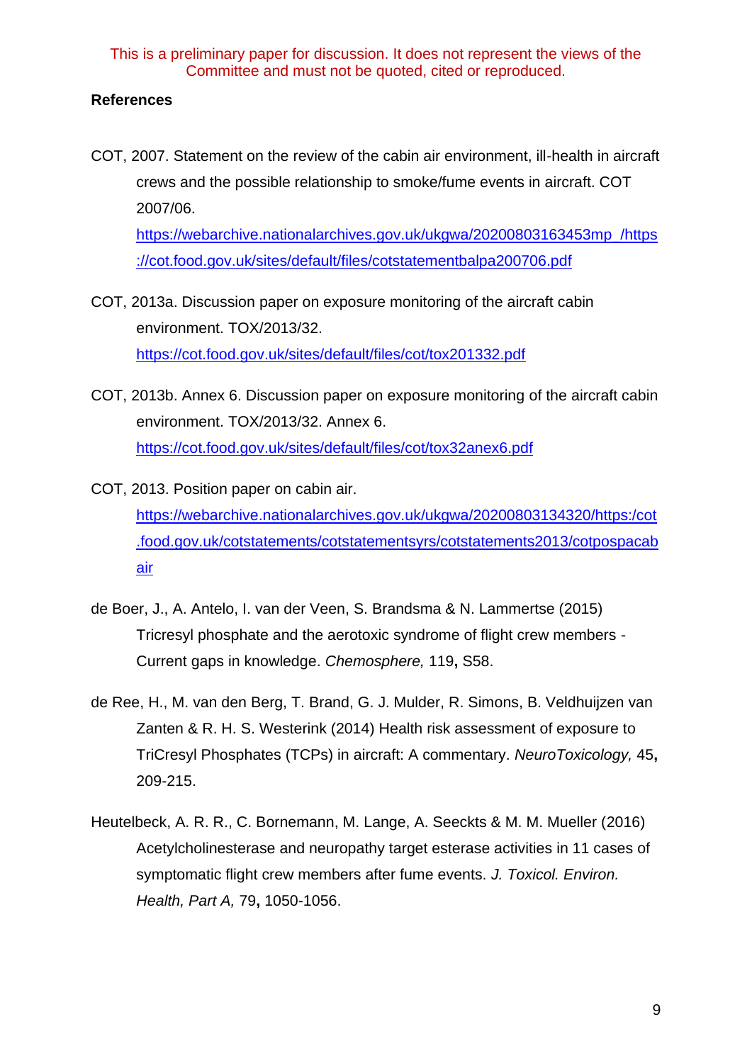This is a preliminary paper for discussion. It does not represent the views of the Committee and must not be quoted, cited or reproduced.

**References**

COT, 2007. Statement on the review of the cabin air environment, ill-health in aircraft crews and the possible relationship to smoke/fume events in aircraft. COT 2007/06. https://webarchive.nationalarchives.gov.uk/ukgwa/20200803163453mp_/https://cot.food.gov.uk/sites/default/files/cotstatementbalpa200706.pdf

COT, 2013a. Discussion paper on exposure monitoring of the aircraft cabin environment. TOX/2013/32. https://cot.food.gov.uk/sites/default/files/cot/tox201332.pdf

COT, 2013b. Annex 6. Discussion paper on exposure monitoring of the aircraft cabin environment. TOX/2013/32. Annex 6. https://cot.food.gov.uk/sites/default/files/cot/tox32anex6.pdf

COT, 2013. Position paper on cabin air. https://webarchive.nationalarchives.gov.uk/ukgwa/20200803134320/https:/cot.food.gov.uk/cotstatements/cotstatementsyrs/cotstatements2013/cotpospacabair

de Boer, J., A. Antelo, I. van der Veen, S. Brandsma & N. Lammertse (2015) Tricresyl phosphate and the aerotoxic syndrome of flight crew members - Current gaps in knowledge. *Chemosphere,* 119**,** S58.

de Ree, H., M. van den Berg, T. Brand, G. J. Mulder, R. Simons, B. Veldhuijzen van Zanten & R. H. S. Westerink (2014) Health risk assessment of exposure to TriCresyl Phosphates (TCPs) in aircraft: A commentary. *NeuroToxicology,* 45**,** 209-215.

Heutelbeck, A. R. R., C. Bornemann, M. Lange, A. Seeckts & M. M. Mueller (2016) Acetylcholinesterase and neuropathy target esterase activities in 11 cases of symptomatic flight crew members after fume events. *J. Toxicol. Environ. Health, Part A,* 79**,** 1050-1056.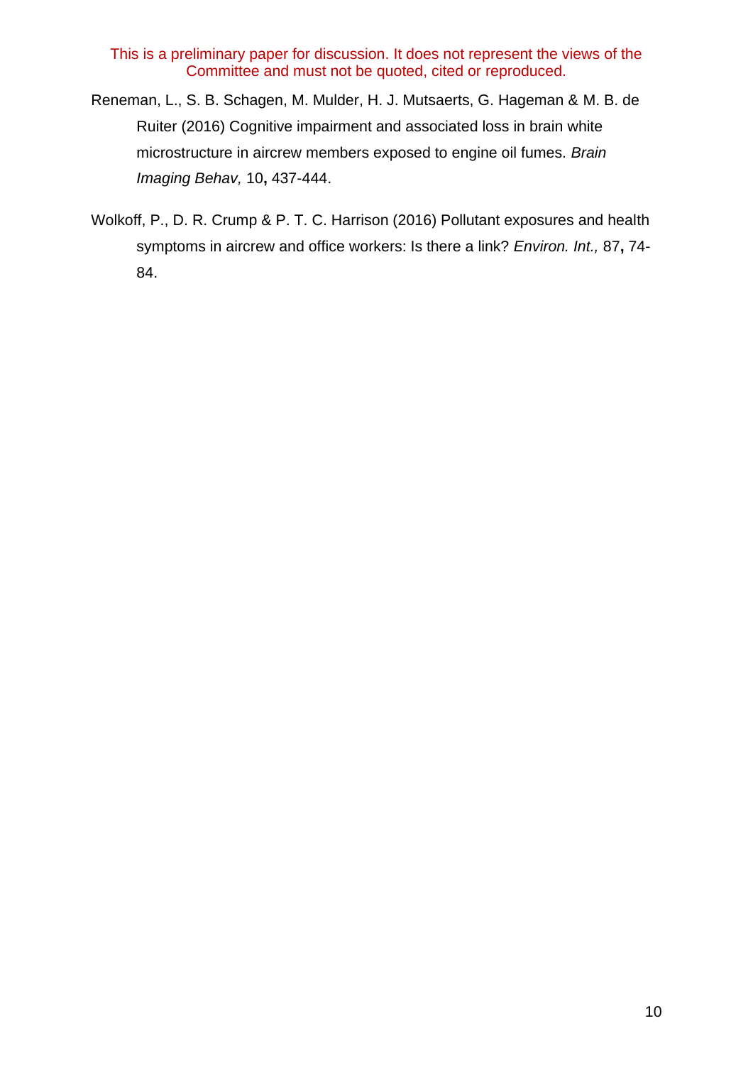Reneman, L., S. B. Schagen, M. Mulder, H. J. Mutsaerts, G. Hageman & M. B. de Ruiter (2016) Cognitive impairment and associated loss in brain white microstructure in aircrew members exposed to engine oil fumes. *Brain Imaging Behav,* 10**,** 437-444.

Wolkoff, P., D. R. Crump & P. T. C. Harrison (2016) Pollutant exposures and health symptoms in aircrew and office workers: Is there a link? *Environ. Int.,* 87**,** 74-84.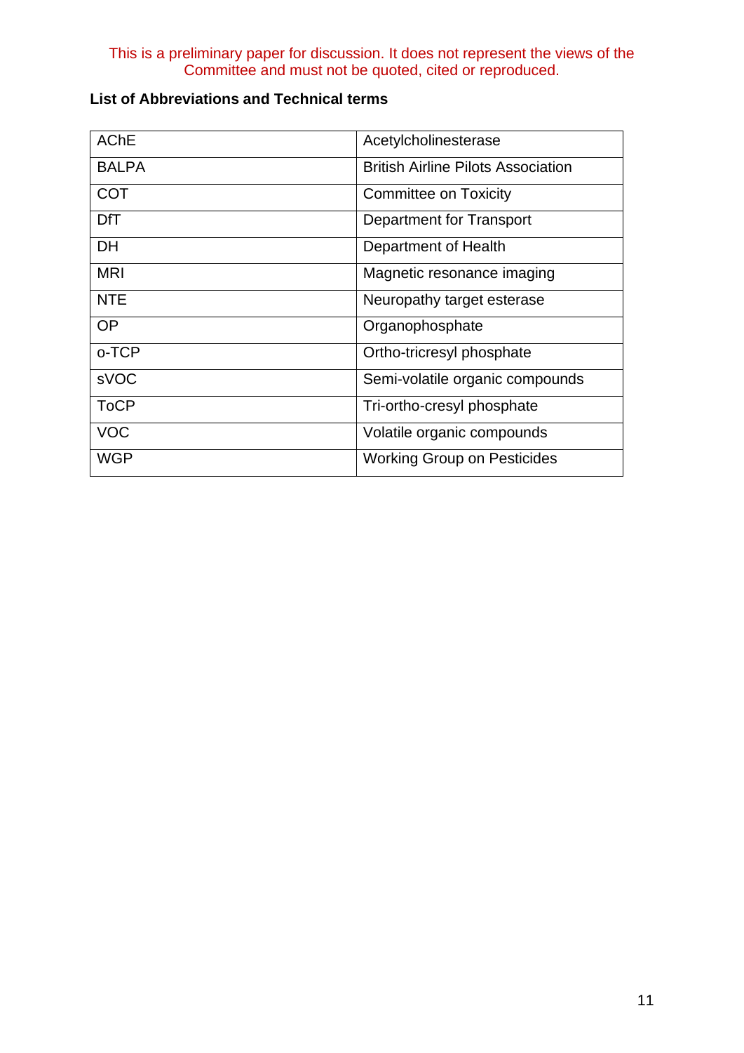This is a preliminary paper for discussion. It does not represent the views of the Committee and must not be quoted, cited or reproduced.

**List of Abbreviations and Technical terms**

| | |
|---|---|
| AChE | Acetylcholinesterase |
| BALPA | British Airline Pilots Association |
| COT | Committee on Toxicity |
| DfT | Department for Transport |
| DH | Department of Health |
| MRI | Magnetic resonance imaging |
| NTE | Neuropathy target esterase |
| OP | Organophosphate |
| o-TCP | Ortho-tricresyl phosphate |
| sVOC | Semi-volatile organic compounds |
| ToCP | Tri-ortho-cresyl phosphate |
| VOC | Volatile organic compounds |
| WGP | Working Group on Pesticides |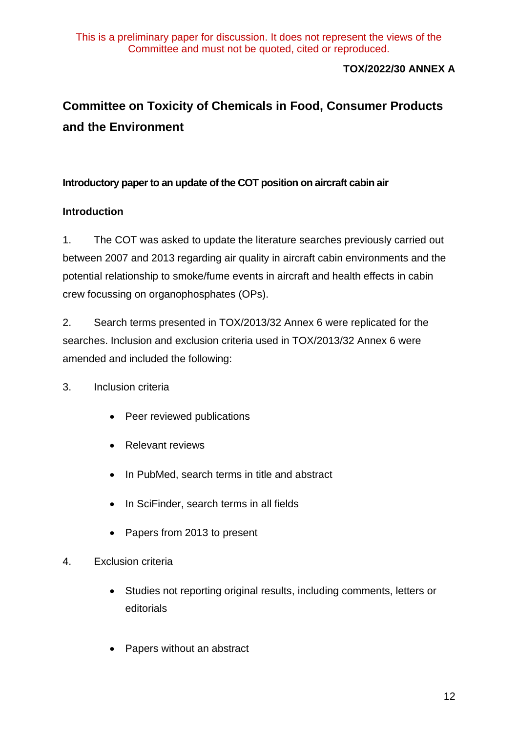This is a preliminary paper for discussion. It does not represent the views of the Committee and must not be quoted, cited or reproduced.

**TOX/2022/30 ANNEX A**

# Committee on Toxicity of Chemicals in Food, Consumer Products and the Environment

**Introductory paper to an update of the COT position on aircraft cabin air**

## Introduction

1. The COT was asked to update the literature searches previously carried out between 2007 and 2013 regarding air quality in aircraft cabin environments and the potential relationship to smoke/fume events in aircraft and health effects in cabin crew focussing on organophosphates (OPs).

2. Search terms presented in TOX/2013/32 Annex 6 were replicated for the searches. Inclusion and exclusion criteria used in TOX/2013/32 Annex 6 were amended and included the following:

3. Inclusion criteria

- Peer reviewed publications
- Relevant reviews
- In PubMed, search terms in title and abstract
- In SciFinder, search terms in all fields
- Papers from 2013 to present

4. Exclusion criteria

- Studies not reporting original results, including comments, letters or editorials
- Papers without an abstract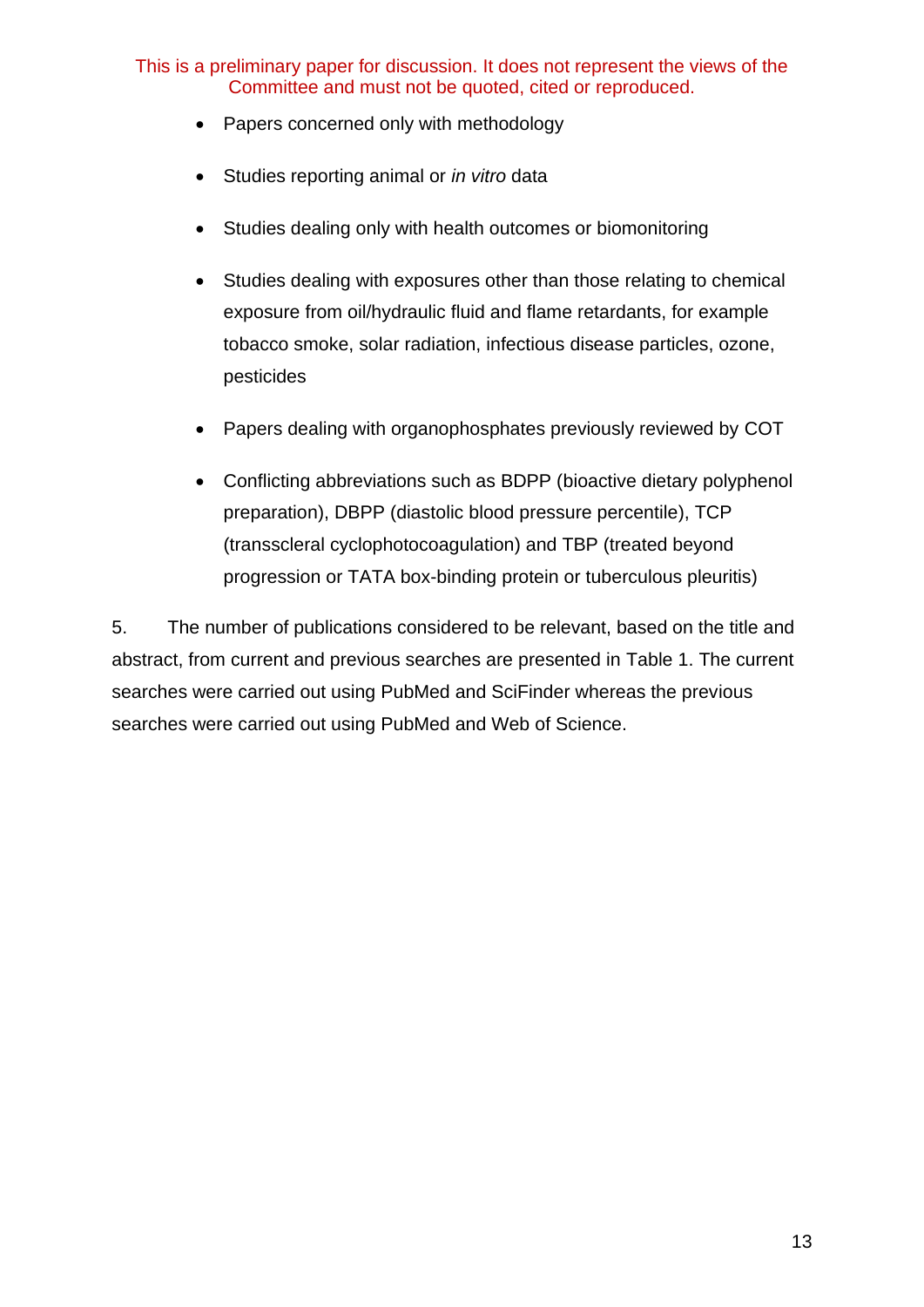- Papers concerned only with methodology
- Studies reporting animal or *in vitro* data
- Studies dealing only with health outcomes or biomonitoring
- Studies dealing with exposures other than those relating to chemical exposure from oil/hydraulic fluid and flame retardants, for example tobacco smoke, solar radiation, infectious disease particles, ozone, pesticides
- Papers dealing with organophosphates previously reviewed by COT
- Conflicting abbreviations such as BDPP (bioactive dietary polyphenol preparation), DBPP (diastolic blood pressure percentile), TCP (transscleral cyclophotocoagulation) and TBP (treated beyond progression or TATA box-binding protein or tuberculous pleuritis)

5. The number of publications considered to be relevant, based on the title and abstract, from current and previous searches are presented in Table 1. The current searches were carried out using PubMed and SciFinder whereas the previous searches were carried out using PubMed and Web of Science.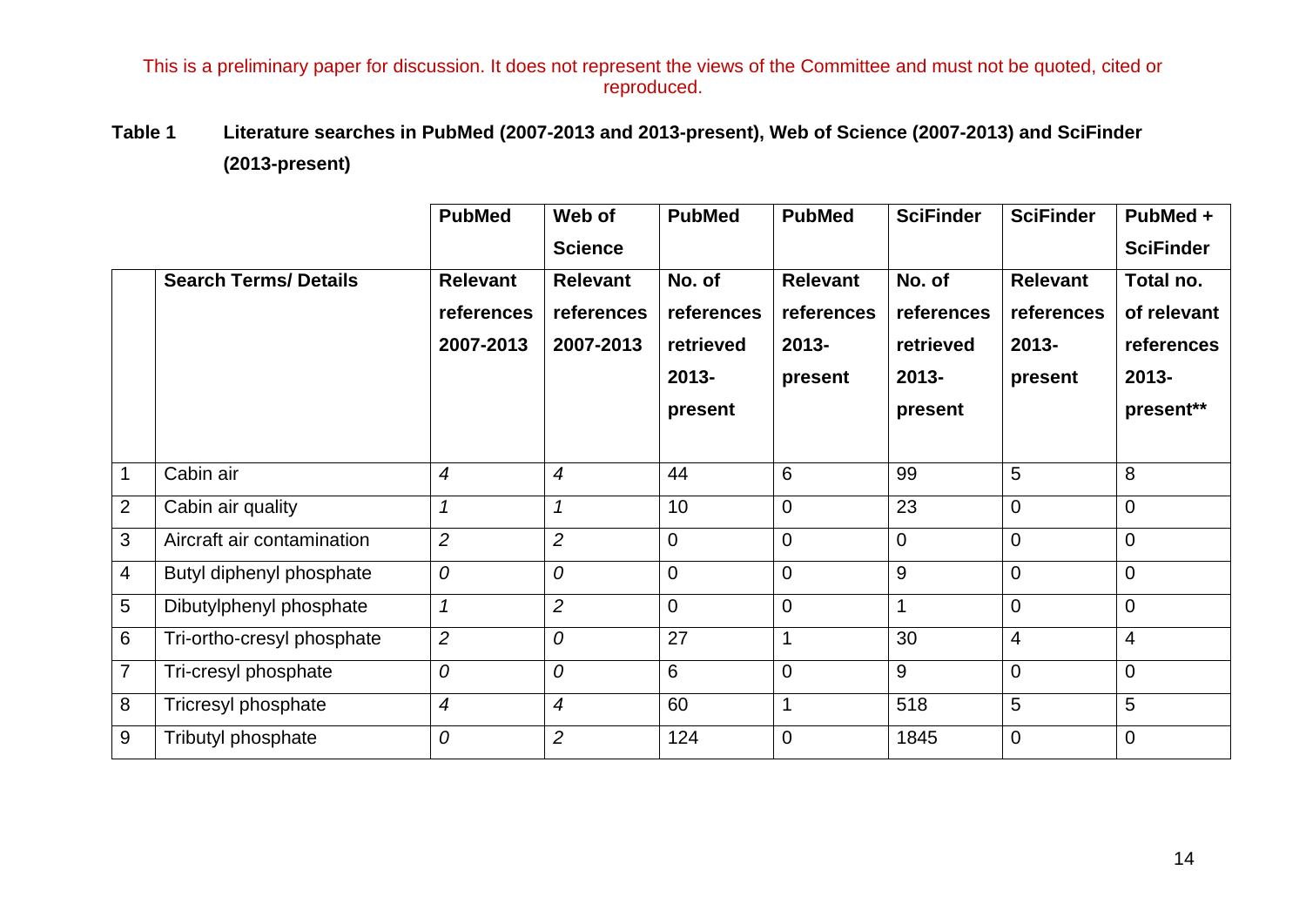This is a preliminary paper for discussion. It does not represent the views of the Committee and must not be quoted, cited or reproduced.

**Table 1 Literature searches in PubMed (2007-2013 and 2013-present), Web of Science (2007-2013) and SciFinder (2013-present)**

| | | PubMed | Web of Science | PubMed | PubMed | SciFinder | SciFinder | PubMed + SciFinder |
|---|---|---|---|---|---|---|---|---|
| | **Search Terms/ Details** | **Relevant references 2007-2013** | **Relevant references 2007-2013** | **No. of references retrieved 2013-present** | **Relevant references 2013-present** | **No. of references retrieved 2013-present** | **Relevant references 2013-present** | **Total no. of relevant references 2013-present\*\*** |
| 1 | Cabin air | *4* | *4* | 44 | 6 | 99 | 5 | 8 |
| 2 | Cabin air quality | *1* | *1* | 10 | 0 | 23 | 0 | 0 |
| 3 | Aircraft air contamination | *2* | *2* | 0 | 0 | 0 | 0 | 0 |
| 4 | Butyl diphenyl phosphate | *0* | *0* | 0 | 0 | 9 | 0 | 0 |
| 5 | Dibutylphenyl phosphate | *1* | *2* | 0 | 0 | 1 | 0 | 0 |
| 6 | Tri-ortho-cresyl phosphate | *2* | *0* | 27 | 1 | 30 | 4 | 4 |
| 7 | Tri-cresyl phosphate | *0* | *0* | 6 | 0 | 9 | 0 | 0 |
| 8 | Tricresyl phosphate | *4* | *4* | 60 | 1 | 518 | 5 | 5 |
| 9 | Tributyl phosphate | *0* | *2* | 124 | 0 | 1845 | 0 | 0 |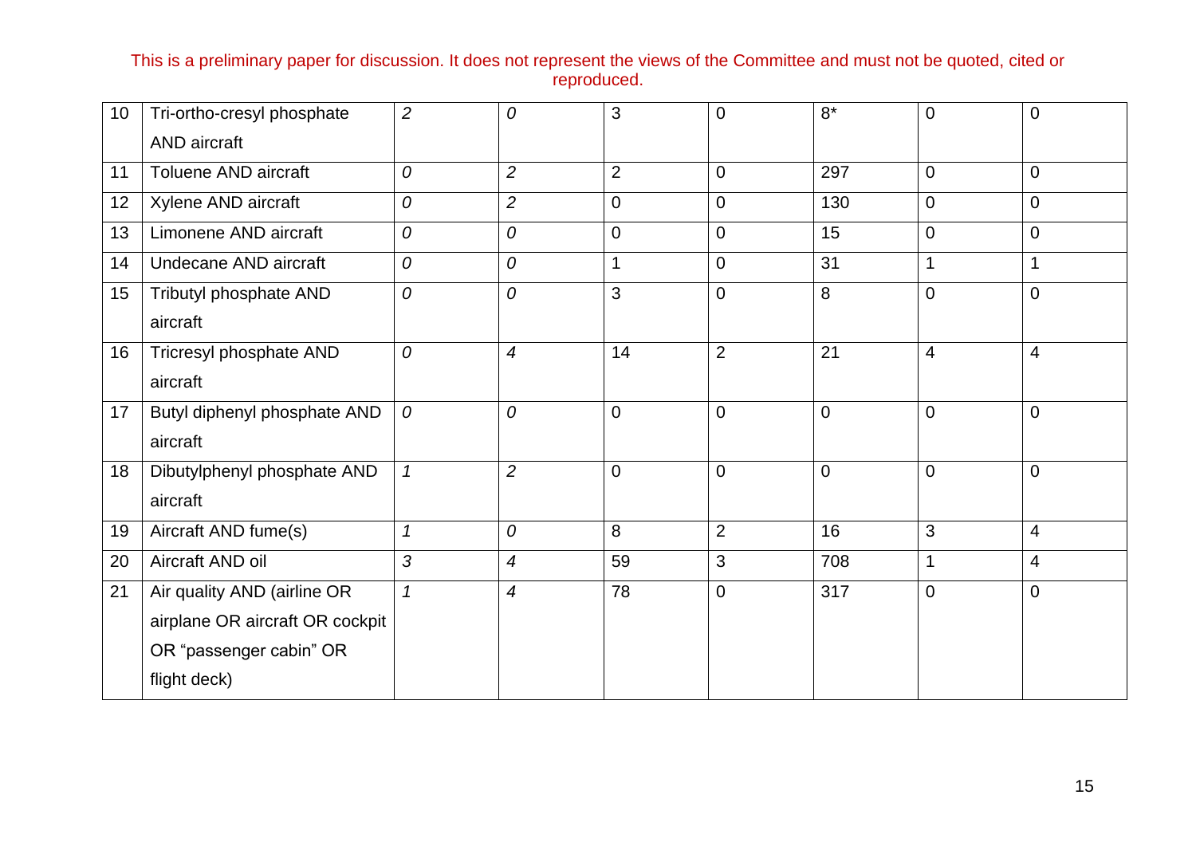| | | | | | | | | |
|---|---|---|---|---|---|---|---|---|
| 10 | Tri-ortho-cresyl phosphate AND aircraft | *2* | *0* | 3 | 0 | 8* | 0 | 0 |
| 11 | Toluene AND aircraft | *0* | *2* | 2 | 0 | 297 | 0 | 0 |
| 12 | Xylene AND aircraft | *0* | *2* | 0 | 0 | 130 | 0 | 0 |
| 13 | Limonene AND aircraft | *0* | *0* | 0 | 0 | 15 | 0 | 0 |
| 14 | Undecane AND aircraft | *0* | *0* | 1 | 0 | 31 | 1 | 1 |
| 15 | Tributyl phosphate AND aircraft | *0* | *0* | 3 | 0 | 8 | 0 | 0 |
| 16 | Tricresyl phosphate AND aircraft | *0* | *4* | 14 | 2 | 21 | 4 | 4 |
| 17 | Butyl diphenyl phosphate AND aircraft | *0* | *0* | 0 | 0 | 0 | 0 | 0 |
| 18 | Dibutylphenyl phosphate AND aircraft | *1* | *2* | 0 | 0 | 0 | 0 | 0 |
| 19 | Aircraft AND fume(s) | *1* | *0* | 8 | 2 | 16 | 3 | 4 |
| 20 | Aircraft AND oil | *3* | *4* | 59 | 3 | 708 | 1 | 4 |
| 21 | Air quality AND (airline OR airplane OR aircraft OR cockpit OR “passenger cabin” OR flight deck) | *1* | *4* | 78 | 0 | 317 | 0 | 0 |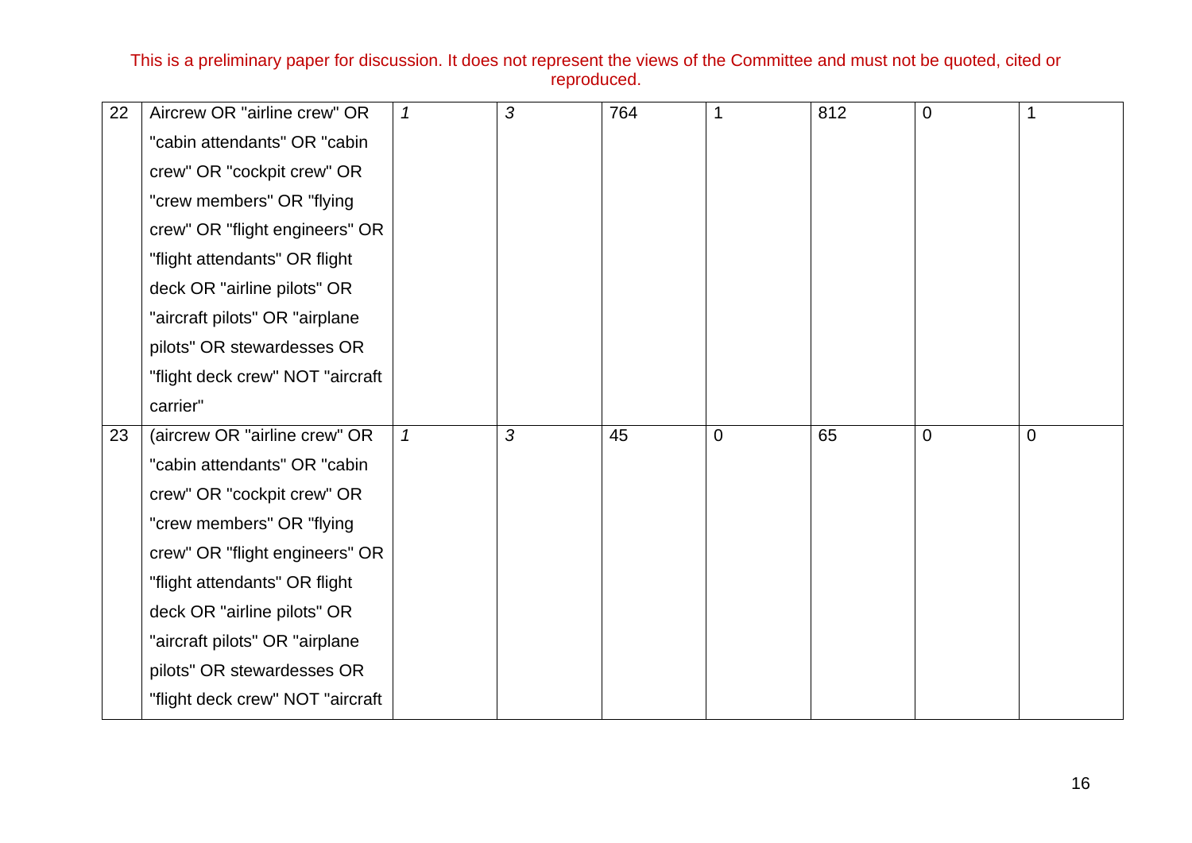This is a preliminary paper for discussion. It does not represent the views of the Committee and must not be quoted, cited or reproduced.

| | | | | | | | | |
|---|---|---|---|---|---|---|---|---|
| 22 | Aircrew OR "airline crew" OR "cabin attendants" OR "cabin crew" OR "cockpit crew" OR "crew members" OR "flying crew" OR "flight engineers" OR "flight attendants" OR flight deck OR "airline pilots" OR "aircraft pilots" OR "airplane pilots" OR stewardesses OR "flight deck crew" NOT "aircraft carrier" | *1* | *3* | 764 | 1 | 812 | 0 | 1 |
| 23 | (aircrew OR "airline crew" OR "cabin attendants" OR "cabin crew" OR "cockpit crew" OR "crew members" OR "flying crew" OR "flight engineers" OR "flight attendants" OR flight deck OR "airline pilots" OR "aircraft pilots" OR "airplane pilots" OR stewardesses OR "flight deck crew" NOT "aircraft | *1* | *3* | 45 | 0 | 65 | 0 | 0 |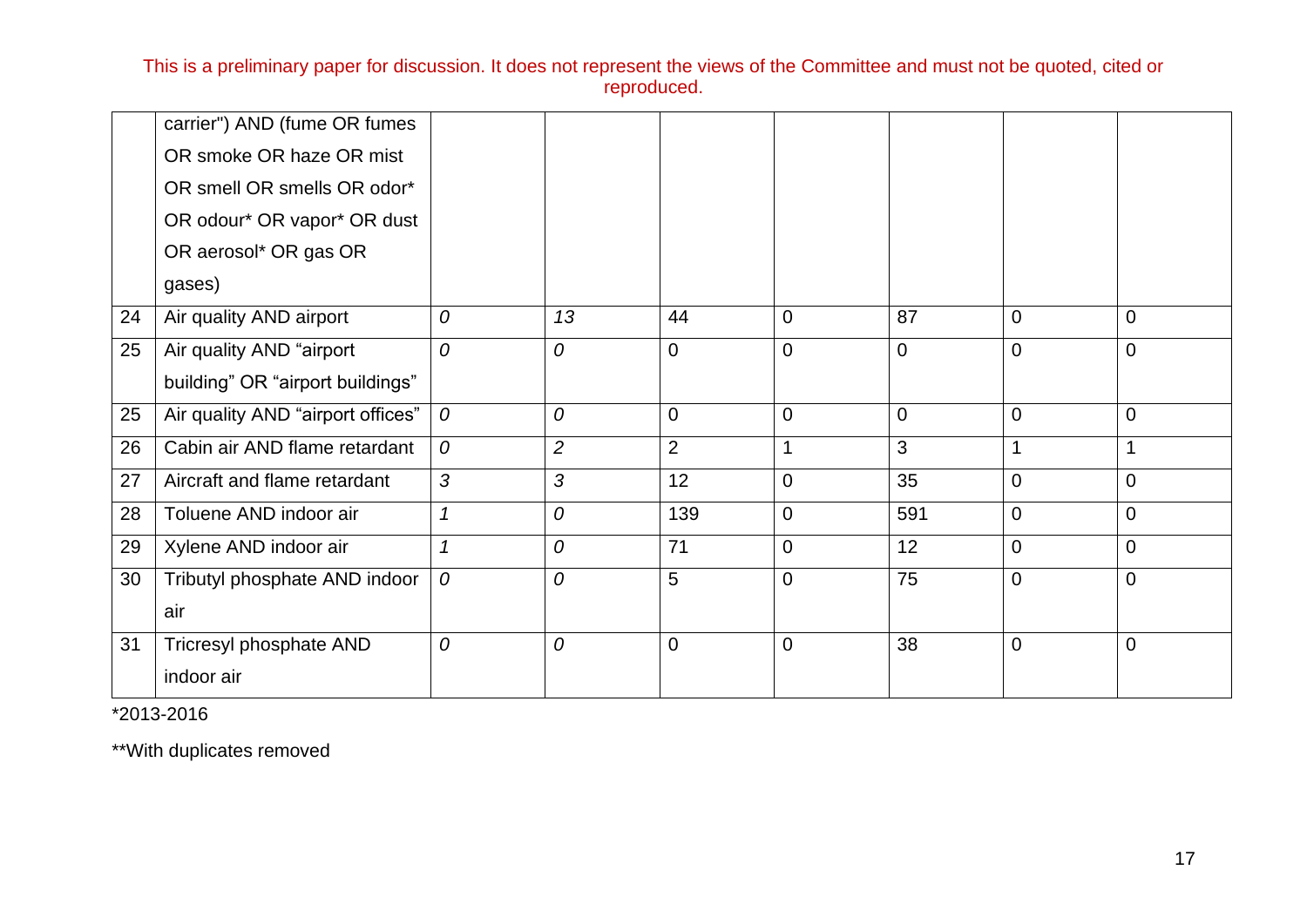This is a preliminary paper for discussion. It does not represent the views of the Committee and must not be quoted, cited or reproduced.

| | | | | | | | | |
|---|---|---|---|---|---|---|---|---|
| | carrier") AND (fume OR fumes OR smoke OR haze OR mist OR smell OR smells OR odor* OR odour* OR vapor* OR dust OR aerosol* OR gas OR gases) | | | | | | | |
| 24 | Air quality AND airport | *0* | *13* | 44 | 0 | 87 | 0 | 0 |
| 25 | Air quality AND "airport building" OR "airport buildings" | *0* | *0* | 0 | 0 | 0 | 0 | 0 |
| 25 | Air quality AND "airport offices" | *0* | *0* | 0 | 0 | 0 | 0 | 0 |
| 26 | Cabin air AND flame retardant | *0* | *2* | 2 | 1 | 3 | 1 | 1 |
| 27 | Aircraft and flame retardant | *3* | *3* | 12 | 0 | 35 | 0 | 0 |
| 28 | Toluene AND indoor air | *1* | *0* | 139 | 0 | 591 | 0 | 0 |
| 29 | Xylene AND indoor air | *1* | *0* | 71 | 0 | 12 | 0 | 0 |
| 30 | Tributyl phosphate AND indoor air | *0* | *0* | 5 | 0 | 75 | 0 | 0 |
| 31 | Tricresyl phosphate AND indoor air | *0* | *0* | 0 | 0 | 38 | 0 | 0 |

*2013-2016

**With duplicates removed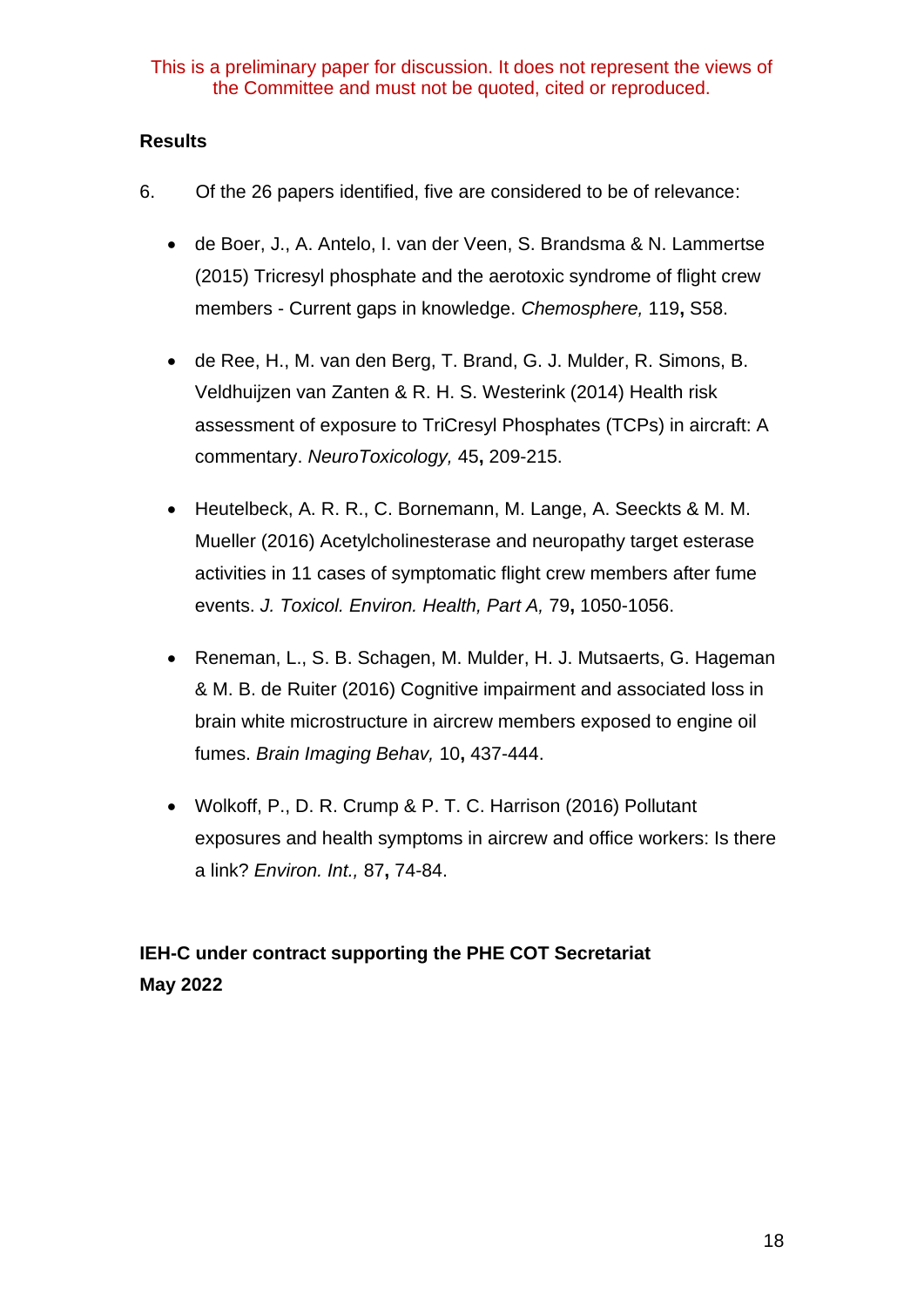This is a preliminary paper for discussion. It does not represent the views of the Committee and must not be quoted, cited or reproduced.

**Results**

6. Of the 26 papers identified, five are considered to be of relevance:

- de Boer, J., A. Antelo, I. van der Veen, S. Brandsma & N. Lammertse (2015) Tricresyl phosphate and the aerotoxic syndrome of flight crew members - Current gaps in knowledge. *Chemosphere,* 119**,** S58.
- de Ree, H., M. van den Berg, T. Brand, G. J. Mulder, R. Simons, B. Veldhuijzen van Zanten & R. H. S. Westerink (2014) Health risk assessment of exposure to TriCresyl Phosphates (TCPs) in aircraft: A commentary. *NeuroToxicology,* 45**,** 209-215.
- Heutelbeck, A. R. R., C. Bornemann, M. Lange, A. Seeckts & M. M. Mueller (2016) Acetylcholinesterase and neuropathy target esterase activities in 11 cases of symptomatic flight crew members after fume events. *J. Toxicol. Environ. Health, Part A,* 79**,** 1050-1056.
- Reneman, L., S. B. Schagen, M. Mulder, H. J. Mutsaerts, G. Hageman & M. B. de Ruiter (2016) Cognitive impairment and associated loss in brain white microstructure in aircrew members exposed to engine oil fumes. *Brain Imaging Behav,* 10**,** 437-444.
- Wolkoff, P., D. R. Crump & P. T. C. Harrison (2016) Pollutant exposures and health symptoms in aircrew and office workers: Is there a link? *Environ. Int.,* 87**,** 74-84.

**IEH-C under contract supporting the PHE COT Secretariat**
**May 2022**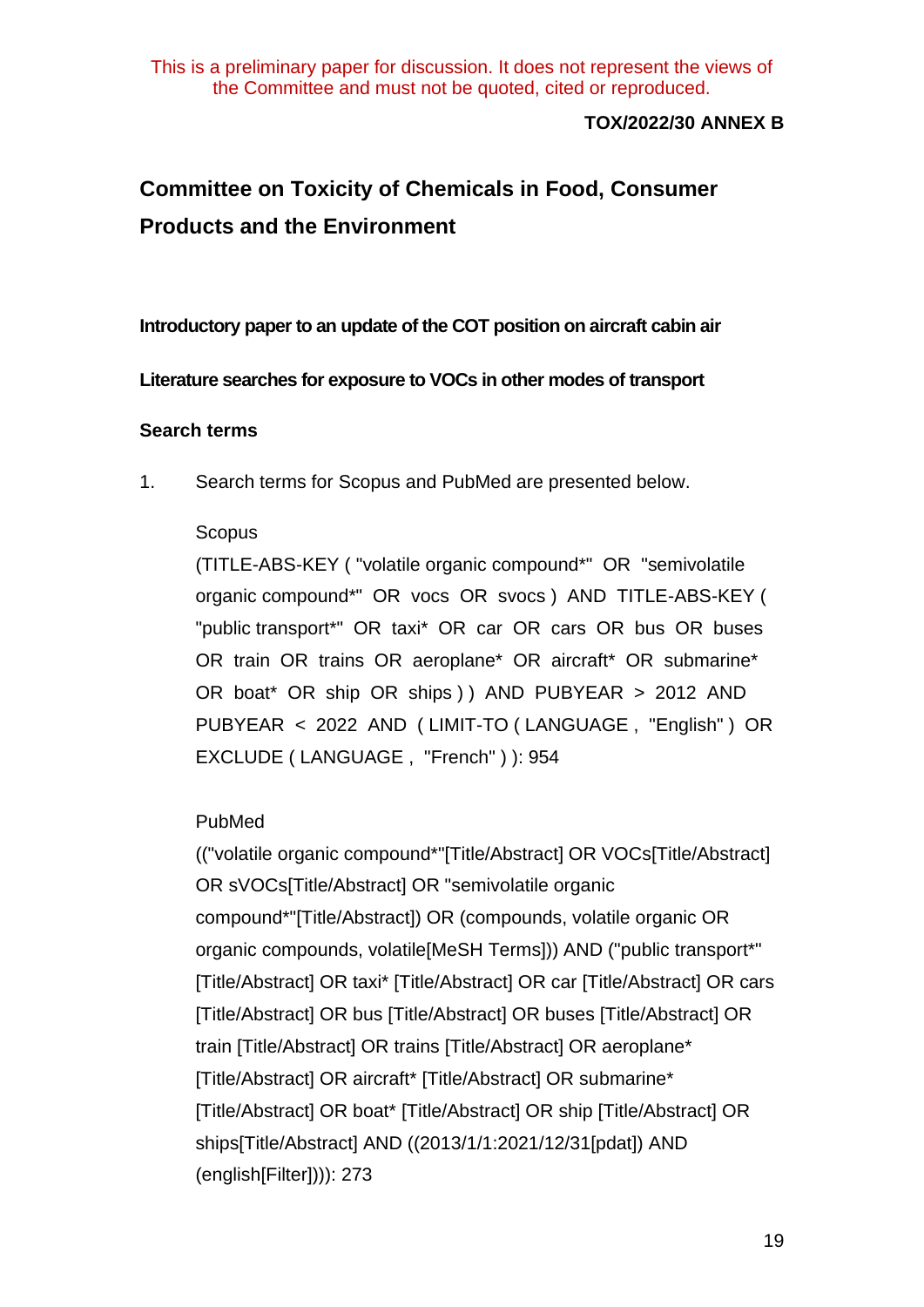This is a preliminary paper for discussion. It does not represent the views of the Committee and must not be quoted, cited or reproduced.

**TOX/2022/30 ANNEX B**

# Committee on Toxicity of Chemicals in Food, Consumer Products and the Environment

**Introductory paper to an update of the COT position on aircraft cabin air**

**Literature searches for exposure to VOCs in other modes of transport**

## Search terms

1. Search terms for Scopus and PubMed are presented below.

Scopus

(TITLE-ABS-KEY ( "volatile organic compound*" OR "semivolatile organic compound*" OR vocs OR svocs ) AND TITLE-ABS-KEY ( "public transport*" OR taxi* OR car OR cars OR bus OR buses OR train OR trains OR aeroplane* OR aircraft* OR submarine* OR boat* OR ship OR ships ) ) AND PUBYEAR > 2012 AND PUBYEAR < 2022 AND ( LIMIT-TO ( LANGUAGE , "English" ) OR EXCLUDE ( LANGUAGE , "French" ) ): 954

PubMed

(("volatile organic compound*"[Title/Abstract] OR VOCs[Title/Abstract] OR sVOCs[Title/Abstract] OR "semivolatile organic compound*"[Title/Abstract]) OR (compounds, volatile organic OR organic compounds, volatile[MeSH Terms])) AND ("public transport*" [Title/Abstract] OR taxi* [Title/Abstract] OR car [Title/Abstract] OR cars [Title/Abstract] OR bus [Title/Abstract] OR buses [Title/Abstract] OR train [Title/Abstract] OR trains [Title/Abstract] OR aeroplane* [Title/Abstract] OR aircraft* [Title/Abstract] OR submarine* [Title/Abstract] OR boat* [Title/Abstract] OR ship [Title/Abstract] OR ships[Title/Abstract] AND ((2013/1/1:2021/12/31[pdat]) AND (english[Filter]))): 273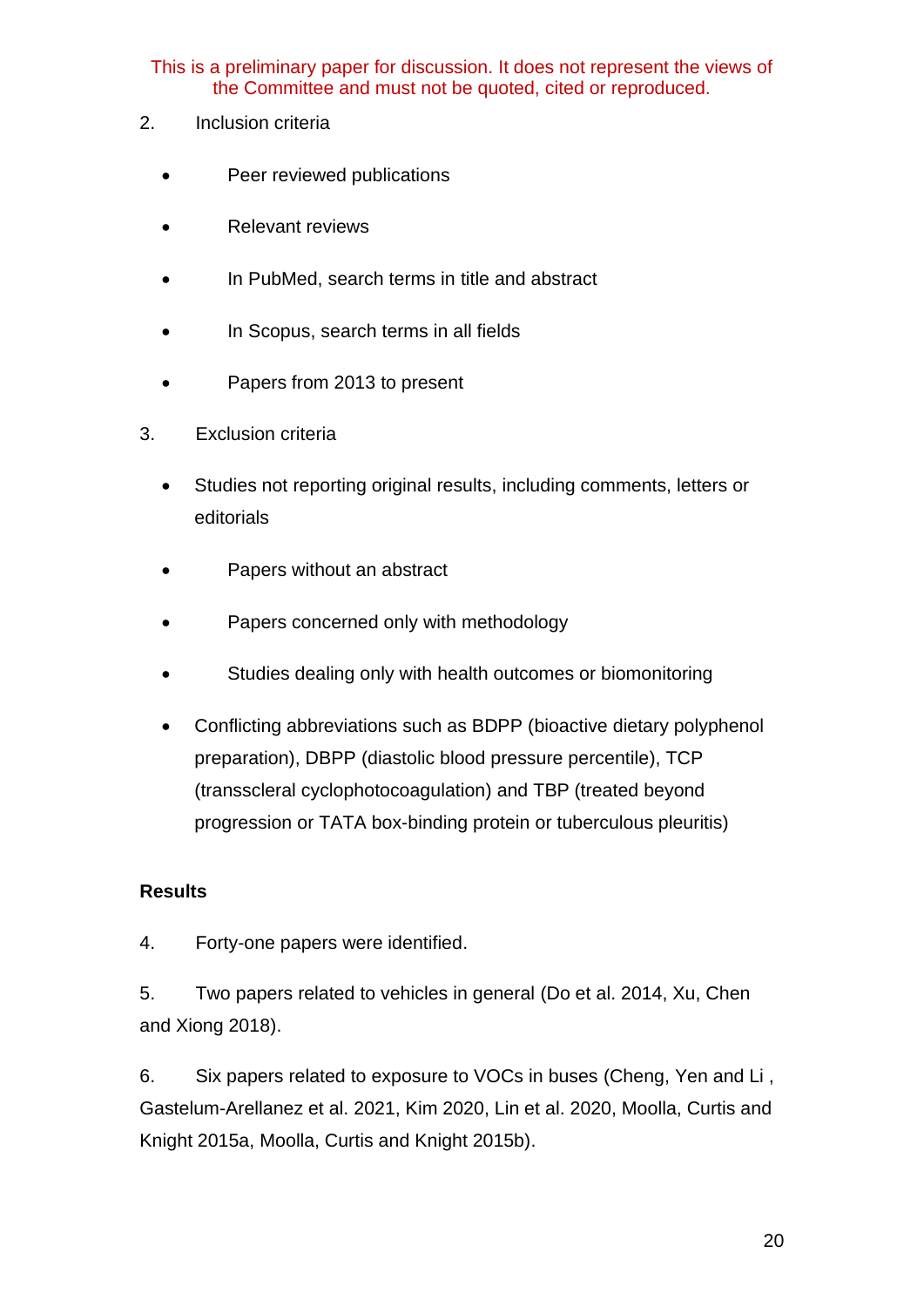This is a preliminary paper for discussion. It does not represent the views of the Committee and must not be quoted, cited or reproduced.

2. Inclusion criteria

- Peer reviewed publications
- Relevant reviews
- In PubMed, search terms in title and abstract
- In Scopus, search terms in all fields
- Papers from 2013 to present

3. Exclusion criteria

- Studies not reporting original results, including comments, letters or editorials
- Papers without an abstract
- Papers concerned only with methodology
- Studies dealing only with health outcomes or biomonitoring
- Conflicting abbreviations such as BDPP (bioactive dietary polyphenol preparation), DBPP (diastolic blood pressure percentile), TCP (transscleral cyclophotocoagulation) and TBP (treated beyond progression or TATA box-binding protein or tuberculous pleuritis)

**Results**

4. Forty-one papers were identified.

5. Two papers related to vehicles in general (Do et al. 2014, Xu, Chen and Xiong 2018).

6. Six papers related to exposure to VOCs in buses (Cheng, Yen and Li , Gastelum-Arellanez et al. 2021, Kim 2020, Lin et al. 2020, Moolla, Curtis and Knight 2015a, Moolla, Curtis and Knight 2015b).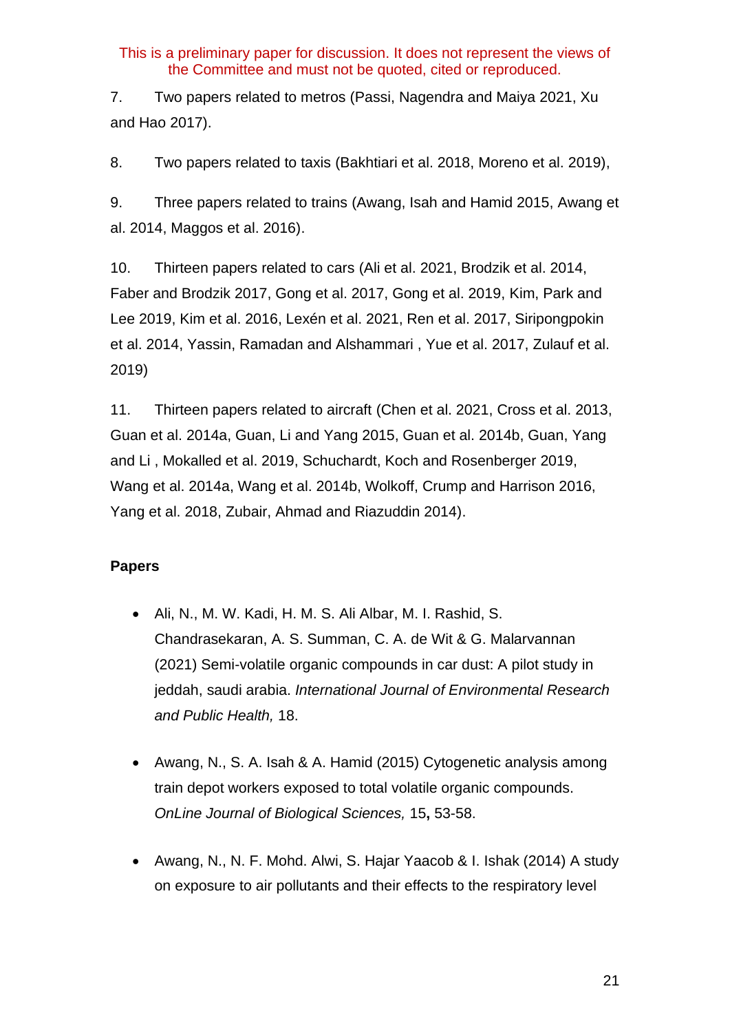This is a preliminary paper for discussion. It does not represent the views of the Committee and must not be quoted, cited or reproduced.

7. Two papers related to metros (Passi, Nagendra and Maiya 2021, Xu and Hao 2017).

8. Two papers related to taxis (Bakhtiari et al. 2018, Moreno et al. 2019),

9. Three papers related to trains (Awang, Isah and Hamid 2015, Awang et al. 2014, Maggos et al. 2016).

10. Thirteen papers related to cars (Ali et al. 2021, Brodzik et al. 2014, Faber and Brodzik 2017, Gong et al. 2017, Gong et al. 2019, Kim, Park and Lee 2019, Kim et al. 2016, Lexén et al. 2021, Ren et al. 2017, Siripongpokin et al. 2014, Yassin, Ramadan and Alshammari , Yue et al. 2017, Zulauf et al. 2019)

11. Thirteen papers related to aircraft (Chen et al. 2021, Cross et al. 2013, Guan et al. 2014a, Guan, Li and Yang 2015, Guan et al. 2014b, Guan, Yang and Li , Mokalled et al. 2019, Schuchardt, Koch and Rosenberger 2019, Wang et al. 2014a, Wang et al. 2014b, Wolkoff, Crump and Harrison 2016, Yang et al. 2018, Zubair, Ahmad and Riazuddin 2014).

**Papers**

- Ali, N., M. W. Kadi, H. M. S. Ali Albar, M. I. Rashid, S. Chandrasekaran, A. S. Summan, C. A. de Wit & G. Malarvannan (2021) Semi-volatile organic compounds in car dust: A pilot study in jeddah, saudi arabia. *International Journal of Environmental Research and Public Health,* 18.

- Awang, N., S. A. Isah & A. Hamid (2015) Cytogenetic analysis among train depot workers exposed to total volatile organic compounds. *OnLine Journal of Biological Sciences,* 15**,** 53-58.

- Awang, N., N. F. Mohd. Alwi, S. Hajar Yaacob & I. Ishak (2014) A study on exposure to air pollutants and their effects to the respiratory level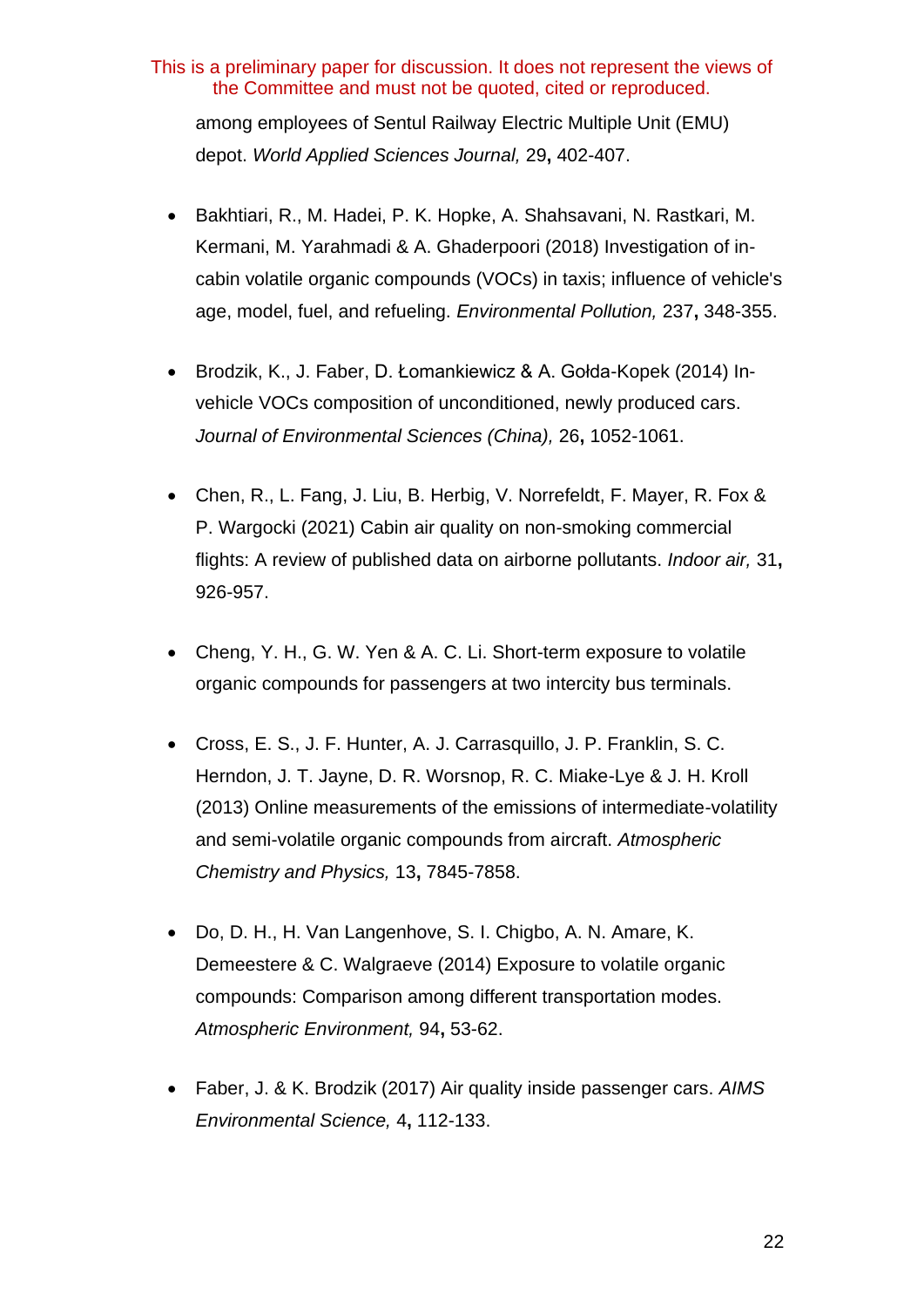This is a preliminary paper for discussion. It does not represent the views of the Committee and must not be quoted, cited or reproduced.

among employees of Sentul Railway Electric Multiple Unit (EMU) depot. *World Applied Sciences Journal,* 29**,** 402-407.

- Bakhtiari, R., M. Hadei, P. K. Hopke, A. Shahsavani, N. Rastkari, M. Kermani, M. Yarahmadi & A. Ghaderpoori (2018) Investigation of in-cabin volatile organic compounds (VOCs) in taxis; influence of vehicle's age, model, fuel, and refueling. *Environmental Pollution,* 237**,** 348-355.

- Brodzik, K., J. Faber, D. Łomankiewicz & A. Gołda-Kopek (2014) In-vehicle VOCs composition of unconditioned, newly produced cars. *Journal of Environmental Sciences (China),* 26**,** 1052-1061.

- Chen, R., L. Fang, J. Liu, B. Herbig, V. Norrefeldt, F. Mayer, R. Fox & P. Wargocki (2021) Cabin air quality on non-smoking commercial flights: A review of published data on airborne pollutants. *Indoor air,* 31**,** 926-957.

- Cheng, Y. H., G. W. Yen & A. C. Li. Short-term exposure to volatile organic compounds for passengers at two intercity bus terminals.

- Cross, E. S., J. F. Hunter, A. J. Carrasquillo, J. P. Franklin, S. C. Herndon, J. T. Jayne, D. R. Worsnop, R. C. Miake-Lye & J. H. Kroll (2013) Online measurements of the emissions of intermediate-volatility and semi-volatile organic compounds from aircraft. *Atmospheric Chemistry and Physics,* 13**,** 7845-7858.

- Do, D. H., H. Van Langenhove, S. I. Chigbo, A. N. Amare, K. Demeestere & C. Walgraeve (2014) Exposure to volatile organic compounds: Comparison among different transportation modes. *Atmospheric Environment,* 94**,** 53-62.

- Faber, J. & K. Brodzik (2017) Air quality inside passenger cars. *AIMS Environmental Science,* 4**,** 112-133.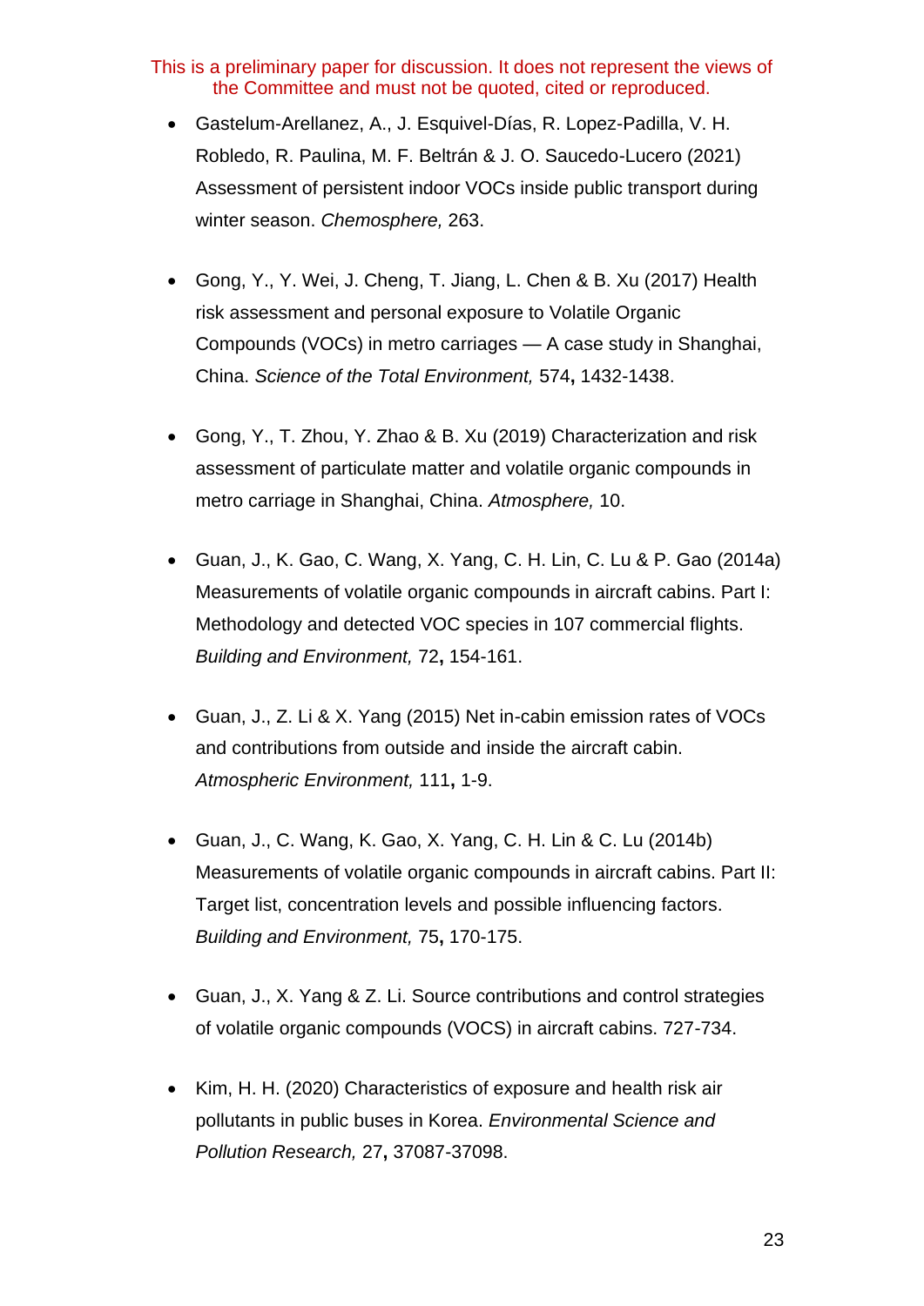This is a preliminary paper for discussion. It does not represent the views of the Committee and must not be quoted, cited or reproduced.

- Gastelum-Arellanez, A., J. Esquivel-Días, R. Lopez-Padilla, V. H. Robledo, R. Paulina, M. F. Beltrán & J. O. Saucedo-Lucero (2021) Assessment of persistent indoor VOCs inside public transport during winter season. *Chemosphere,* 263.

- Gong, Y., Y. Wei, J. Cheng, T. Jiang, L. Chen & B. Xu (2017) Health risk assessment and personal exposure to Volatile Organic Compounds (VOCs) in metro carriages — A case study in Shanghai, China. *Science of the Total Environment,* 574**,** 1432-1438.

- Gong, Y., T. Zhou, Y. Zhao & B. Xu (2019) Characterization and risk assessment of particulate matter and volatile organic compounds in metro carriage in Shanghai, China. *Atmosphere,* 10.

- Guan, J., K. Gao, C. Wang, X. Yang, C. H. Lin, C. Lu & P. Gao (2014a) Measurements of volatile organic compounds in aircraft cabins. Part I: Methodology and detected VOC species in 107 commercial flights. *Building and Environment,* 72**,** 154-161.

- Guan, J., Z. Li & X. Yang (2015) Net in-cabin emission rates of VOCs and contributions from outside and inside the aircraft cabin. *Atmospheric Environment,* 111**,** 1-9.

- Guan, J., C. Wang, K. Gao, X. Yang, C. H. Lin & C. Lu (2014b) Measurements of volatile organic compounds in aircraft cabins. Part II: Target list, concentration levels and possible influencing factors. *Building and Environment,* 75**,** 170-175.

- Guan, J., X. Yang & Z. Li. Source contributions and control strategies of volatile organic compounds (VOCS) in aircraft cabins. 727-734.

- Kim, H. H. (2020) Characteristics of exposure and health risk air pollutants in public buses in Korea. *Environmental Science and Pollution Research,* 27**,** 37087-37098.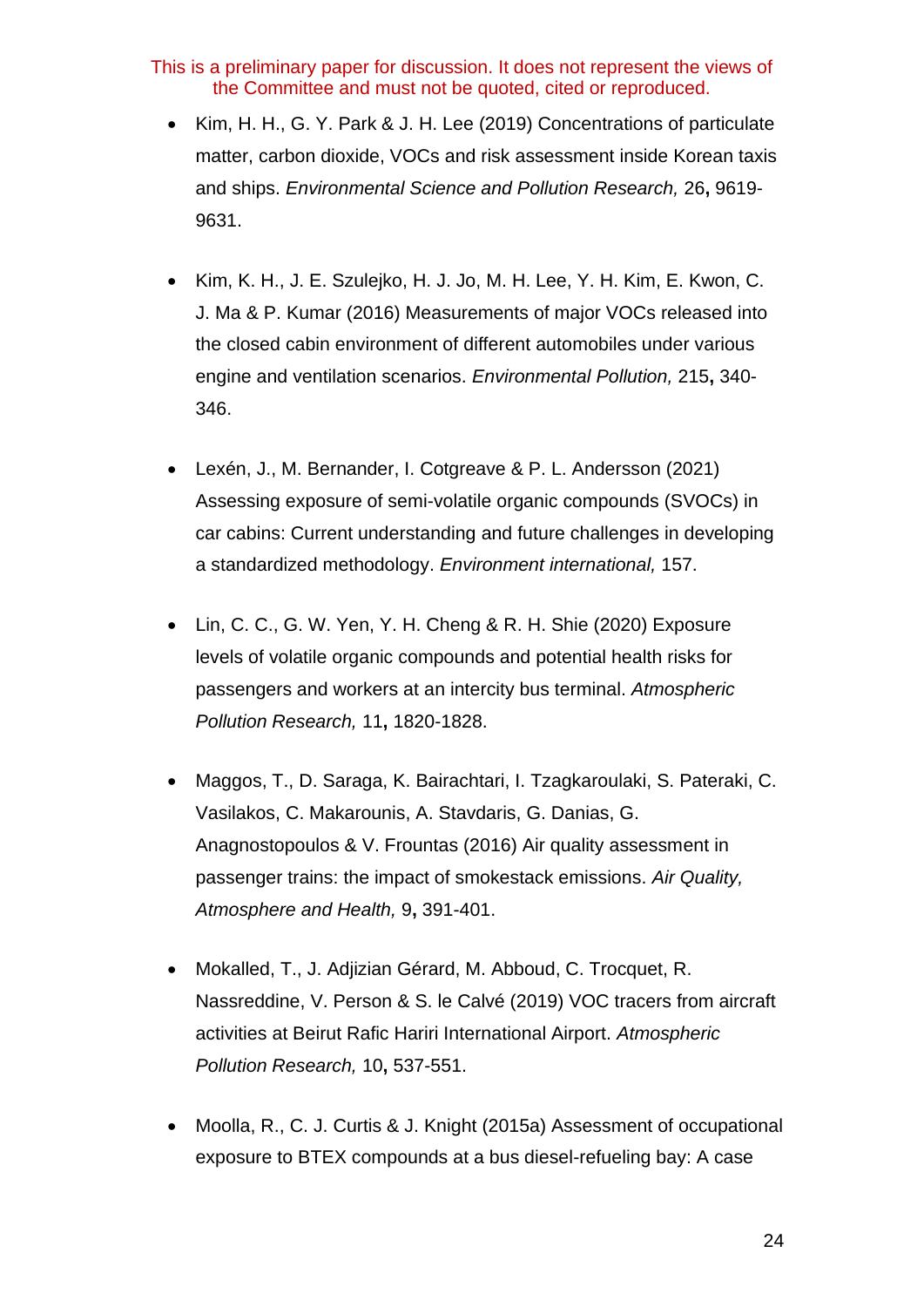This is a preliminary paper for discussion. It does not represent the views of the Committee and must not be quoted, cited or reproduced.

- Kim, H. H., G. Y. Park & J. H. Lee (2019) Concentrations of particulate matter, carbon dioxide, VOCs and risk assessment inside Korean taxis and ships. *Environmental Science and Pollution Research,* 26**,** 9619-9631.

- Kim, K. H., J. E. Szulejko, H. J. Jo, M. H. Lee, Y. H. Kim, E. Kwon, C. J. Ma & P. Kumar (2016) Measurements of major VOCs released into the closed cabin environment of different automobiles under various engine and ventilation scenarios. *Environmental Pollution,* 215**,** 340-346.

- Lexén, J., M. Bernander, I. Cotgreave & P. L. Andersson (2021) Assessing exposure of semi-volatile organic compounds (SVOCs) in car cabins: Current understanding and future challenges in developing a standardized methodology. *Environment international,* 157.

- Lin, C. C., G. W. Yen, Y. H. Cheng & R. H. Shie (2020) Exposure levels of volatile organic compounds and potential health risks for passengers and workers at an intercity bus terminal. *Atmospheric Pollution Research,* 11**,** 1820-1828.

- Maggos, T., D. Saraga, K. Bairachtari, I. Tzagkaroulaki, S. Pateraki, C. Vasilakos, C. Makarounis, A. Stavdaris, G. Danias, G. Anagnostopoulos & V. Frountas (2016) Air quality assessment in passenger trains: the impact of smokestack emissions. *Air Quality, Atmosphere and Health,* 9**,** 391-401.

- Mokalled, T., J. Adjizian Gérard, M. Abboud, C. Trocquet, R. Nassreddine, V. Person & S. le Calvé (2019) VOC tracers from aircraft activities at Beirut Rafic Hariri International Airport. *Atmospheric Pollution Research,* 10**,** 537-551.

- Moolla, R., C. J. Curtis & J. Knight (2015a) Assessment of occupational exposure to BTEX compounds at a bus diesel-refueling bay: A case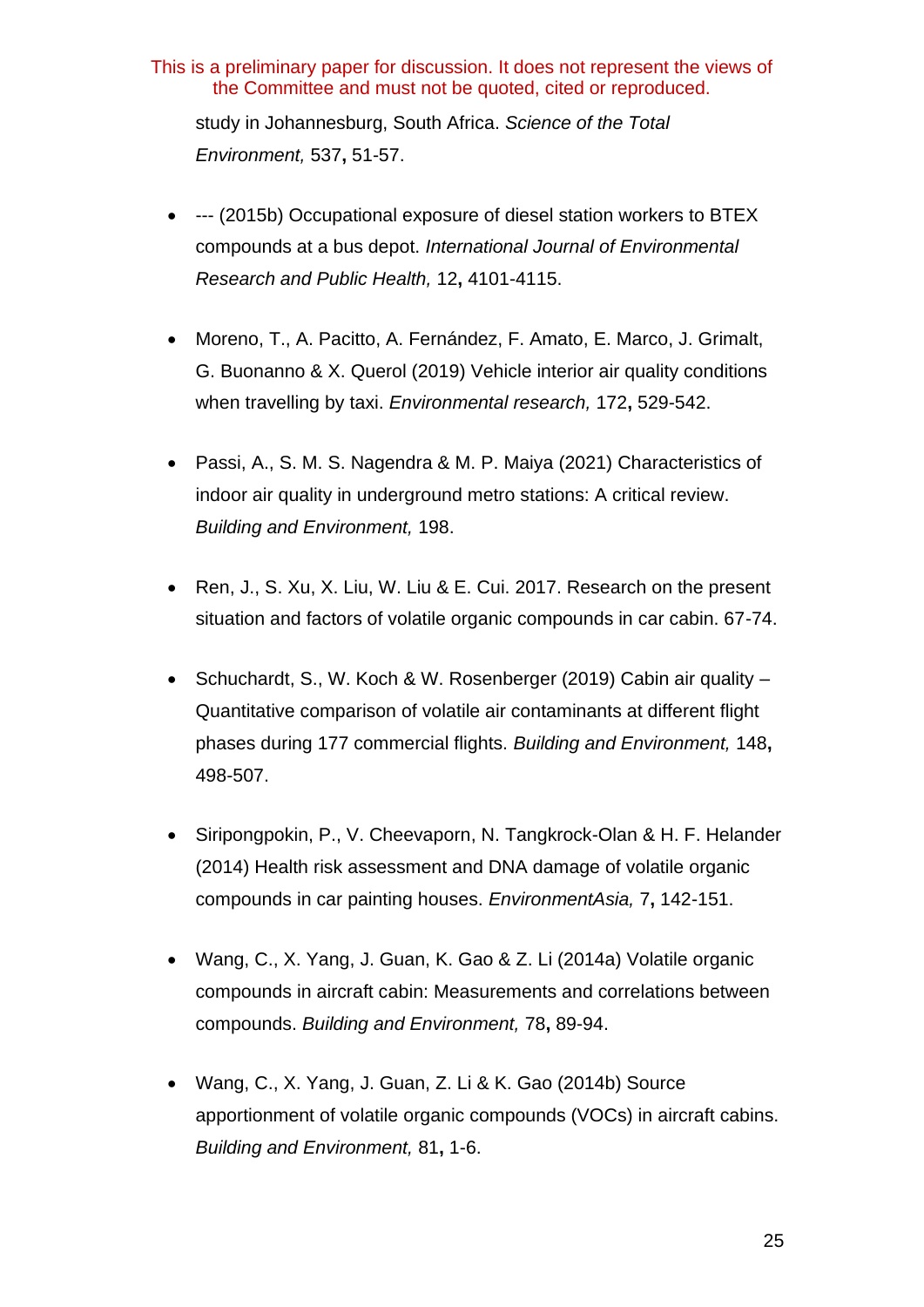study in Johannesburg, South Africa. *Science of the Total Environment,* 537**,** 51-57.

- --- (2015b) Occupational exposure of diesel station workers to BTEX compounds at a bus depot. *International Journal of Environmental Research and Public Health,* 12**,** 4101-4115.

- Moreno, T., A. Pacitto, A. Fernández, F. Amato, E. Marco, J. Grimalt, G. Buonanno & X. Querol (2019) Vehicle interior air quality conditions when travelling by taxi. *Environmental research,* 172**,** 529-542.

- Passi, A., S. M. S. Nagendra & M. P. Maiya (2021) Characteristics of indoor air quality in underground metro stations: A critical review. *Building and Environment,* 198.

- Ren, J., S. Xu, X. Liu, W. Liu & E. Cui. 2017. Research on the present situation and factors of volatile organic compounds in car cabin. 67-74.

- Schuchardt, S., W. Koch & W. Rosenberger (2019) Cabin air quality – Quantitative comparison of volatile air contaminants at different flight phases during 177 commercial flights. *Building and Environment,* 148**,** 498-507.

- Siripongpokin, P., V. Cheevaporn, N. Tangkrock-Olan & H. F. Helander (2014) Health risk assessment and DNA damage of volatile organic compounds in car painting houses. *EnvironmentAsia,* 7**,** 142-151.

- Wang, C., X. Yang, J. Guan, K. Gao & Z. Li (2014a) Volatile organic compounds in aircraft cabin: Measurements and correlations between compounds. *Building and Environment,* 78**,** 89-94.

- Wang, C., X. Yang, J. Guan, Z. Li & K. Gao (2014b) Source apportionment of volatile organic compounds (VOCs) in aircraft cabins. *Building and Environment,* 81**,** 1-6.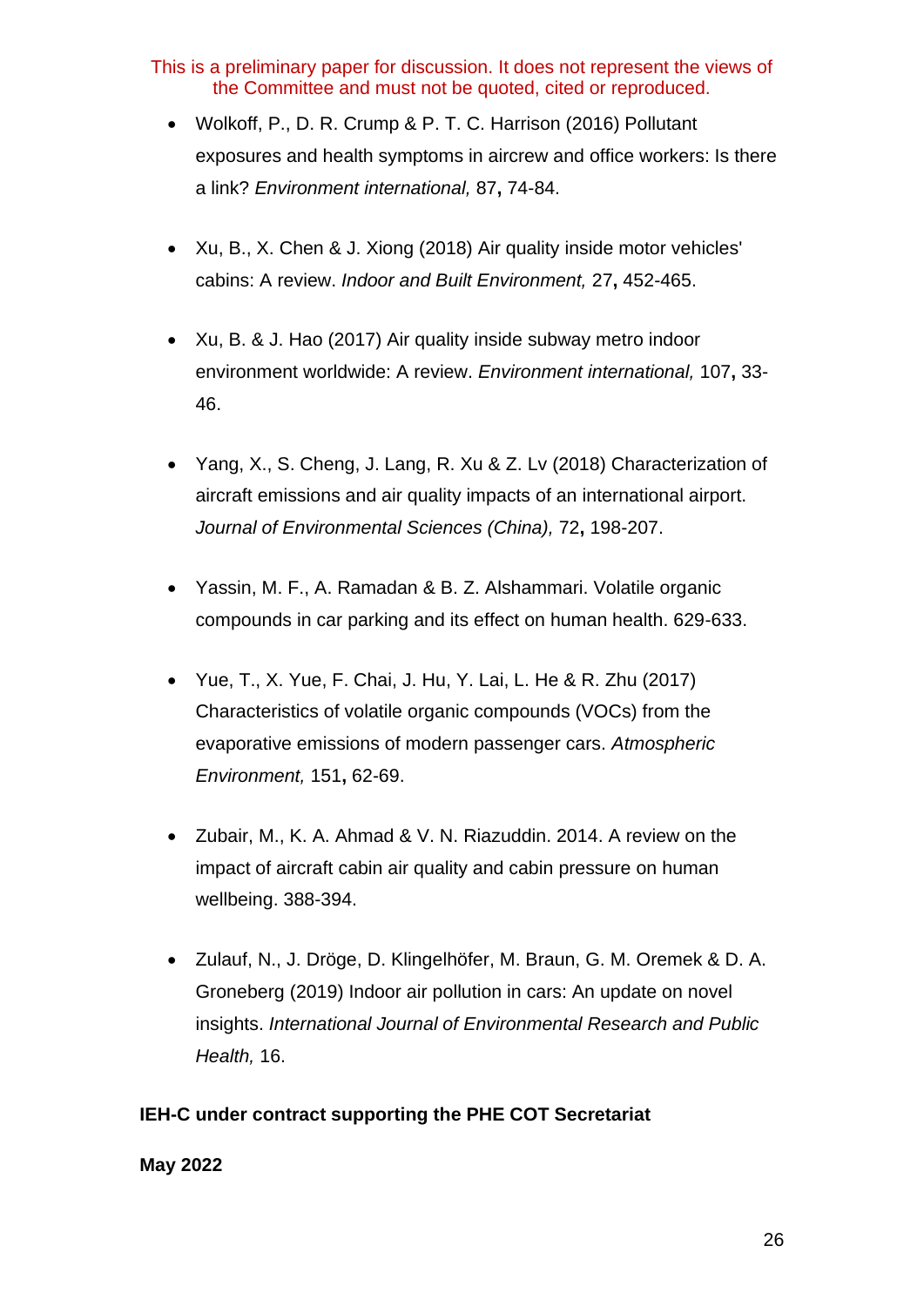- Wolkoff, P., D. R. Crump & P. T. C. Harrison (2016) Pollutant exposures and health symptoms in aircrew and office workers: Is there a link? *Environment international,* 87**,** 74-84.

- Xu, B., X. Chen & J. Xiong (2018) Air quality inside motor vehicles' cabins: A review. *Indoor and Built Environment,* 27**,** 452-465.

- Xu, B. & J. Hao (2017) Air quality inside subway metro indoor environment worldwide: A review. *Environment international,* 107**,** 33-46.

- Yang, X., S. Cheng, J. Lang, R. Xu & Z. Lv (2018) Characterization of aircraft emissions and air quality impacts of an international airport. *Journal of Environmental Sciences (China),* 72**,** 198-207.

- Yassin, M. F., A. Ramadan & B. Z. Alshammari. Volatile organic compounds in car parking and its effect on human health. 629-633.

- Yue, T., X. Yue, F. Chai, J. Hu, Y. Lai, L. He & R. Zhu (2017) Characteristics of volatile organic compounds (VOCs) from the evaporative emissions of modern passenger cars. *Atmospheric Environment,* 151**,** 62-69.

- Zubair, M., K. A. Ahmad & V. N. Riazuddin. 2014. A review on the impact of aircraft cabin air quality and cabin pressure on human wellbeing. 388-394.

- Zulauf, N., J. Dröge, D. Klingelhöfer, M. Braun, G. M. Oremek & D. A. Groneberg (2019) Indoor air pollution in cars: An update on novel insights. *International Journal of Environmental Research and Public Health,* 16.

**IEH-C under contract supporting the PHE COT Secretariat**

**May 2022**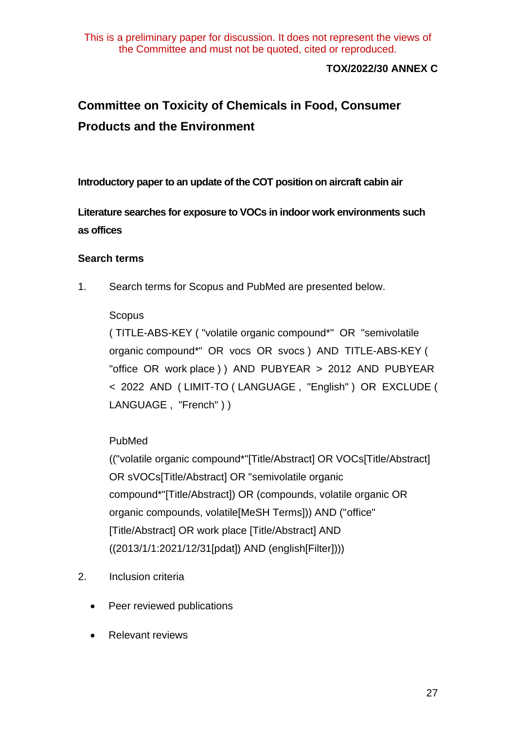This is a preliminary paper for discussion. It does not represent the views of the Committee and must not be quoted, cited or reproduced.

**TOX/2022/30 ANNEX C**

## Committee on Toxicity of Chemicals in Food, Consumer Products and the Environment

**Introductory paper to an update of the COT position on aircraft cabin air**

**Literature searches for exposure to VOCs in indoor work environments such as offices**

### Search terms

1. Search terms for Scopus and PubMed are presented below.

   Scopus

   ( TITLE-ABS-KEY ( "volatile organic compound*" OR "semivolatile organic compound*" OR vocs OR svocs ) AND TITLE-ABS-KEY ( "office OR work place ) ) AND PUBYEAR > 2012 AND PUBYEAR < 2022 AND ( LIMIT-TO ( LANGUAGE , "English" ) OR EXCLUDE ( LANGUAGE , "French" ) )

   PubMed

   (("volatile organic compound*"[Title/Abstract] OR VOCs[Title/Abstract] OR sVOCs[Title/Abstract] OR "semivolatile organic compound*"[Title/Abstract]) OR (compounds, volatile organic OR organic compounds, volatile[MeSH Terms])) AND ("office" [Title/Abstract] OR work place [Title/Abstract] AND ((2013/1/1:2021/12/31[pdat]) AND (english[Filter])))

2. Inclusion criteria

- Peer reviewed publications
- Relevant reviews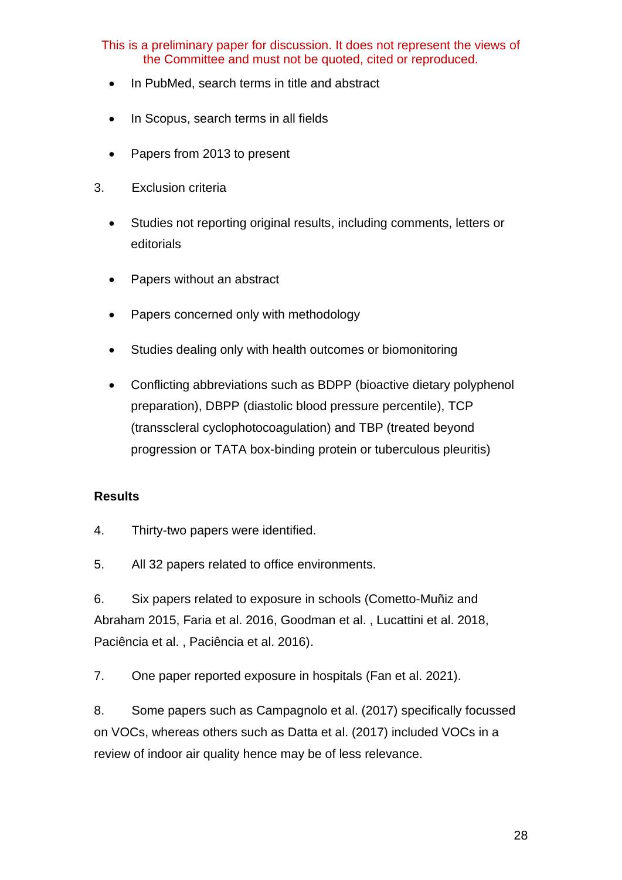This is a preliminary paper for discussion. It does not represent the views of the Committee and must not be quoted, cited or reproduced.

- In PubMed, search terms in title and abstract
- In Scopus, search terms in all fields
- Papers from 2013 to present

3. Exclusion criteria

- Studies not reporting original results, including comments, letters or editorials
- Papers without an abstract
- Papers concerned only with methodology
- Studies dealing only with health outcomes or biomonitoring
- Conflicting abbreviations such as BDPP (bioactive dietary polyphenol preparation), DBPP (diastolic blood pressure percentile), TCP (transscleral cyclophotocoagulation) and TBP (treated beyond progression or TATA box-binding protein or tuberculous pleuritis)

**Results**

4. Thirty-two papers were identified.

5. All 32 papers related to office environments.

6. Six papers related to exposure in schools (Cometto-Muñiz and Abraham 2015, Faria et al. 2016, Goodman et al. , Lucattini et al. 2018, Paciência et al. , Paciência et al. 2016).

7. One paper reported exposure in hospitals (Fan et al. 2021).

8. Some papers such as Campagnolo et al. (2017) specifically focussed on VOCs, whereas others such as Datta et al. (2017) included VOCs in a review of indoor air quality hence may be of less relevance.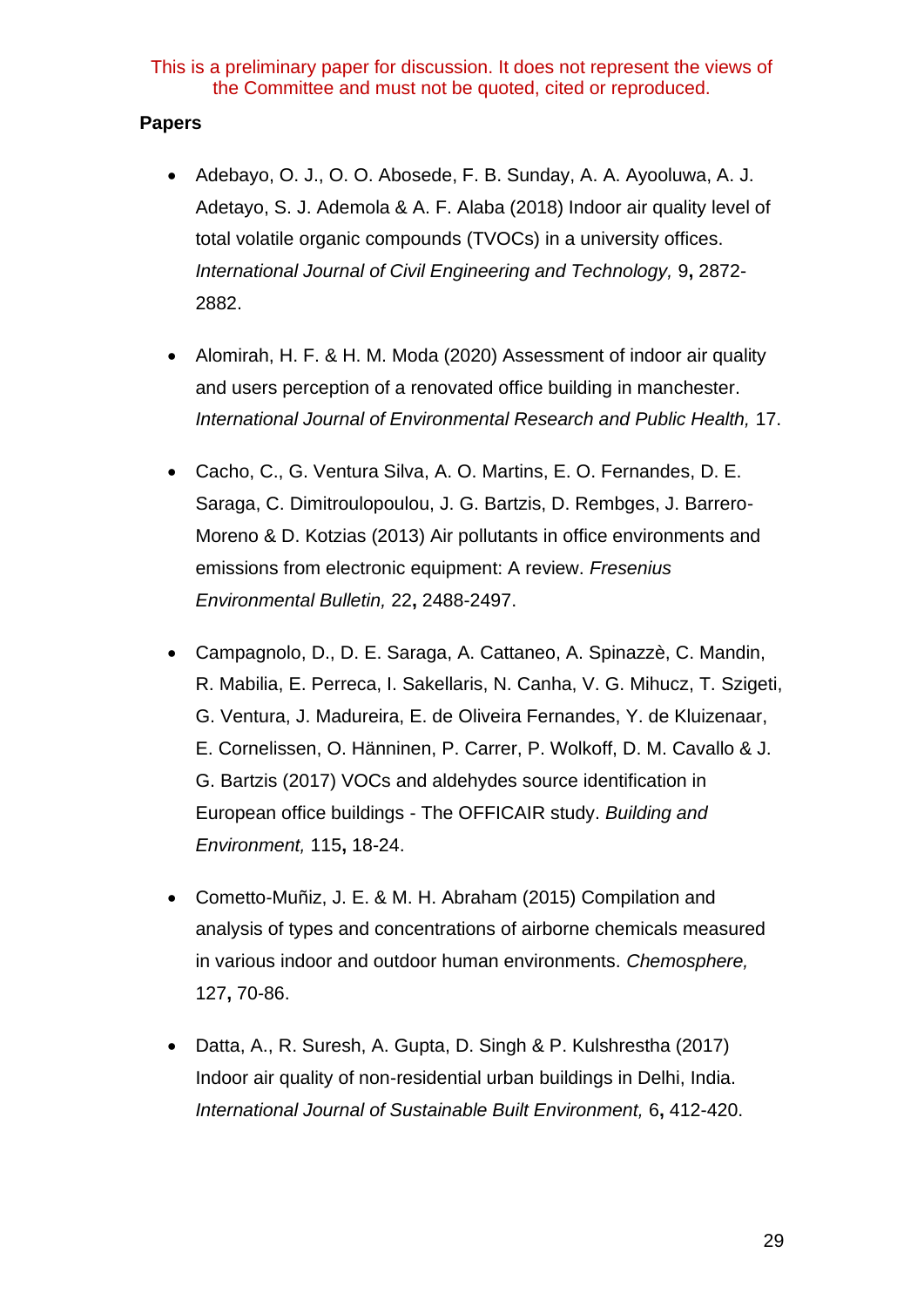This is a preliminary paper for discussion. It does not represent the views of the Committee and must not be quoted, cited or reproduced.

**Papers**

- Adebayo, O. J., O. O. Abosede, F. B. Sunday, A. A. Ayooluwa, A. J. Adetayo, S. J. Ademola & A. F. Alaba (2018) Indoor air quality level of total volatile organic compounds (TVOCs) in a university offices. *International Journal of Civil Engineering and Technology,* 9**,** 2872-2882.

- Alomirah, H. F. & H. M. Moda (2020) Assessment of indoor air quality and users perception of a renovated office building in manchester. *International Journal of Environmental Research and Public Health,* 17.

- Cacho, C., G. Ventura Silva, A. O. Martins, E. O. Fernandes, D. E. Saraga, C. Dimitroulopoulou, J. G. Bartzis, D. Rembges, J. Barrero-Moreno & D. Kotzias (2013) Air pollutants in office environments and emissions from electronic equipment: A review. *Fresenius Environmental Bulletin,* 22**,** 2488-2497.

- Campagnolo, D., D. E. Saraga, A. Cattaneo, A. Spinazzè, C. Mandin, R. Mabilia, E. Perreca, I. Sakellaris, N. Canha, V. G. Mihucz, T. Szigeti, G. Ventura, J. Madureira, E. de Oliveira Fernandes, Y. de Kluizenaar, E. Cornelissen, O. Hänninen, P. Carrer, P. Wolkoff, D. M. Cavallo & J. G. Bartzis (2017) VOCs and aldehydes source identification in European office buildings - The OFFICAIR study. *Building and Environment,* 115**,** 18-24.

- Cometto-Muñiz, J. E. & M. H. Abraham (2015) Compilation and analysis of types and concentrations of airborne chemicals measured in various indoor and outdoor human environments. *Chemosphere,* 127**,** 70-86.

- Datta, A., R. Suresh, A. Gupta, D. Singh & P. Kulshrestha (2017) Indoor air quality of non-residential urban buildings in Delhi, India. *International Journal of Sustainable Built Environment,* 6**,** 412-420.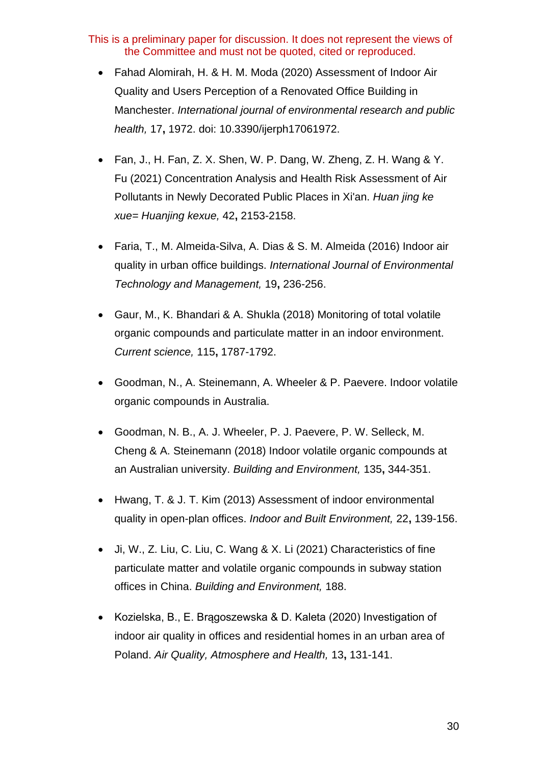This is a preliminary paper for discussion. It does not represent the views of the Committee and must not be quoted, cited or reproduced.

- Fahad Alomirah, H. & H. M. Moda (2020) Assessment of Indoor Air Quality and Users Perception of a Renovated Office Building in Manchester. *International journal of environmental research and public health,* 17**,** 1972. doi: 10.3390/ijerph17061972.
- Fan, J., H. Fan, Z. X. Shen, W. P. Dang, W. Zheng, Z. H. Wang & Y. Fu (2021) Concentration Analysis and Health Risk Assessment of Air Pollutants in Newly Decorated Public Places in Xi'an. *Huan jing ke xue= Huanjing kexue,* 42**,** 2153-2158.
- Faria, T., M. Almeida-Silva, A. Dias & S. M. Almeida (2016) Indoor air quality in urban office buildings. *International Journal of Environmental Technology and Management,* 19**,** 236-256.
- Gaur, M., K. Bhandari & A. Shukla (2018) Monitoring of total volatile organic compounds and particulate matter in an indoor environment. *Current science,* 115**,** 1787-1792.
- Goodman, N., A. Steinemann, A. Wheeler & P. Paevere. Indoor volatile organic compounds in Australia.
- Goodman, N. B., A. J. Wheeler, P. J. Paevere, P. W. Selleck, M. Cheng & A. Steinemann (2018) Indoor volatile organic compounds at an Australian university. *Building and Environment,* 135**,** 344-351.
- Hwang, T. & J. T. Kim (2013) Assessment of indoor environmental quality in open-plan offices. *Indoor and Built Environment,* 22**,** 139-156.
- Ji, W., Z. Liu, C. Liu, C. Wang & X. Li (2021) Characteristics of fine particulate matter and volatile organic compounds in subway station offices in China. *Building and Environment,* 188.
- Kozielska, B., E. Brągoszewska & D. Kaleta (2020) Investigation of indoor air quality in offices and residential homes in an urban area of Poland. *Air Quality, Atmosphere and Health,* 13**,** 131-141.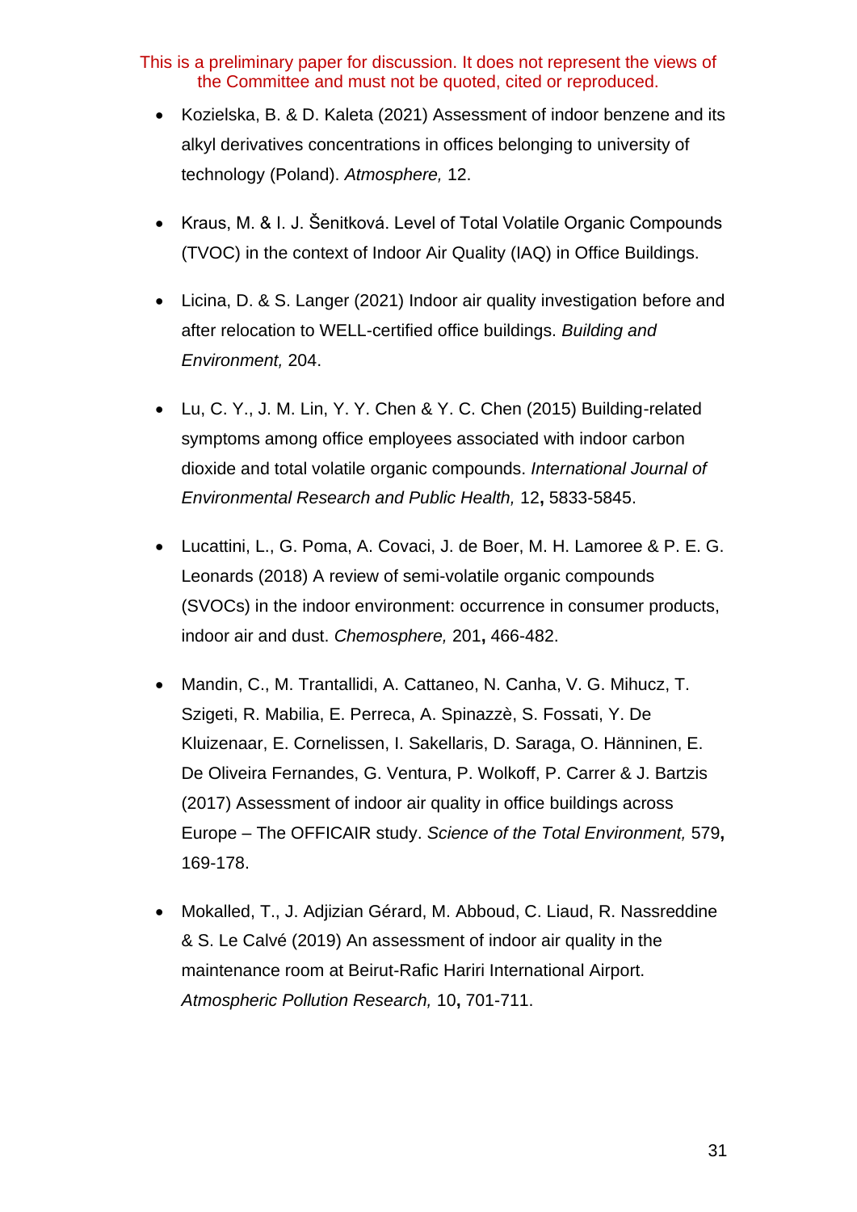This is a preliminary paper for discussion. It does not represent the views of the Committee and must not be quoted, cited or reproduced.

- Kozielska, B. & D. Kaleta (2021) Assessment of indoor benzene and its alkyl derivatives concentrations in offices belonging to university of technology (Poland). *Atmosphere,* 12.

- Kraus, M. & I. J. Šenitková. Level of Total Volatile Organic Compounds (TVOC) in the context of Indoor Air Quality (IAQ) in Office Buildings.

- Licina, D. & S. Langer (2021) Indoor air quality investigation before and after relocation to WELL-certified office buildings. *Building and Environment,* 204.

- Lu, C. Y., J. M. Lin, Y. Y. Chen & Y. C. Chen (2015) Building-related symptoms among office employees associated with indoor carbon dioxide and total volatile organic compounds. *International Journal of Environmental Research and Public Health,* 12**,** 5833-5845.

- Lucattini, L., G. Poma, A. Covaci, J. de Boer, M. H. Lamoree & P. E. G. Leonards (2018) A review of semi-volatile organic compounds (SVOCs) in the indoor environment: occurrence in consumer products, indoor air and dust. *Chemosphere,* 201**,** 466-482.

- Mandin, C., M. Trantallidi, A. Cattaneo, N. Canha, V. G. Mihucz, T. Szigeti, R. Mabilia, E. Perreca, A. Spinazzè, S. Fossati, Y. De Kluizenaar, E. Cornelissen, I. Sakellaris, D. Saraga, O. Hänninen, E. De Oliveira Fernandes, G. Ventura, P. Wolkoff, P. Carrer & J. Bartzis (2017) Assessment of indoor air quality in office buildings across Europe – The OFFICAIR study. *Science of the Total Environment,* 579**,** 169-178.

- Mokalled, T., J. Adjizian Gérard, M. Abboud, C. Liaud, R. Nassreddine & S. Le Calvé (2019) An assessment of indoor air quality in the maintenance room at Beirut-Rafic Hariri International Airport. *Atmospheric Pollution Research,* 10**,** 701-711.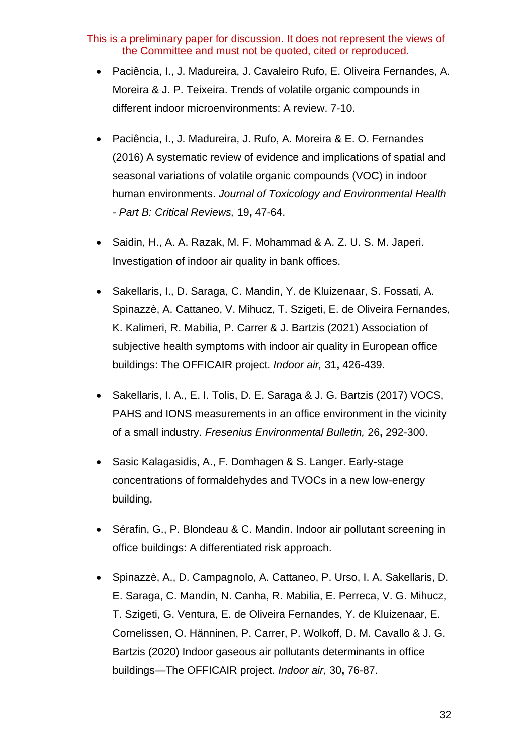This is a preliminary paper for discussion. It does not represent the views of the Committee and must not be quoted, cited or reproduced.

- Paciência, I., J. Madureira, J. Cavaleiro Rufo, E. Oliveira Fernandes, A. Moreira & J. P. Teixeira. Trends of volatile organic compounds in different indoor microenvironments: A review. 7-10.

- Paciência, I., J. Madureira, J. Rufo, A. Moreira & E. O. Fernandes (2016) A systematic review of evidence and implications of spatial and seasonal variations of volatile organic compounds (VOC) in indoor human environments. *Journal of Toxicology and Environmental Health - Part B: Critical Reviews,* 19**,** 47-64.

- Saidin, H., A. A. Razak, M. F. Mohammad & A. Z. U. S. M. Japeri. Investigation of indoor air quality in bank offices.

- Sakellaris, I., D. Saraga, C. Mandin, Y. de Kluizenaar, S. Fossati, A. Spinazzè, A. Cattaneo, V. Mihucz, T. Szigeti, E. de Oliveira Fernandes, K. Kalimeri, R. Mabilia, P. Carrer & J. Bartzis (2021) Association of subjective health symptoms with indoor air quality in European office buildings: The OFFICAIR project. *Indoor air,* 31**,** 426-439.

- Sakellaris, I. A., E. I. Tolis, D. E. Saraga & J. G. Bartzis (2017) VOCS, PAHS and IONS measurements in an office environment in the vicinity of a small industry. *Fresenius Environmental Bulletin,* 26**,** 292-300.

- Sasic Kalagasidis, A., F. Domhagen & S. Langer. Early-stage concentrations of formaldehydes and TVOCs in a new low-energy building.

- Sérafin, G., P. Blondeau & C. Mandin. Indoor air pollutant screening in office buildings: A differentiated risk approach.

- Spinazzè, A., D. Campagnolo, A. Cattaneo, P. Urso, I. A. Sakellaris, D. E. Saraga, C. Mandin, N. Canha, R. Mabilia, E. Perreca, V. G. Mihucz, T. Szigeti, G. Ventura, E. de Oliveira Fernandes, Y. de Kluizenaar, E. Cornelissen, O. Hänninen, P. Carrer, P. Wolkoff, D. M. Cavallo & J. G. Bartzis (2020) Indoor gaseous air pollutants determinants in office buildings—The OFFICAIR project. *Indoor air,* 30**,** 76-87.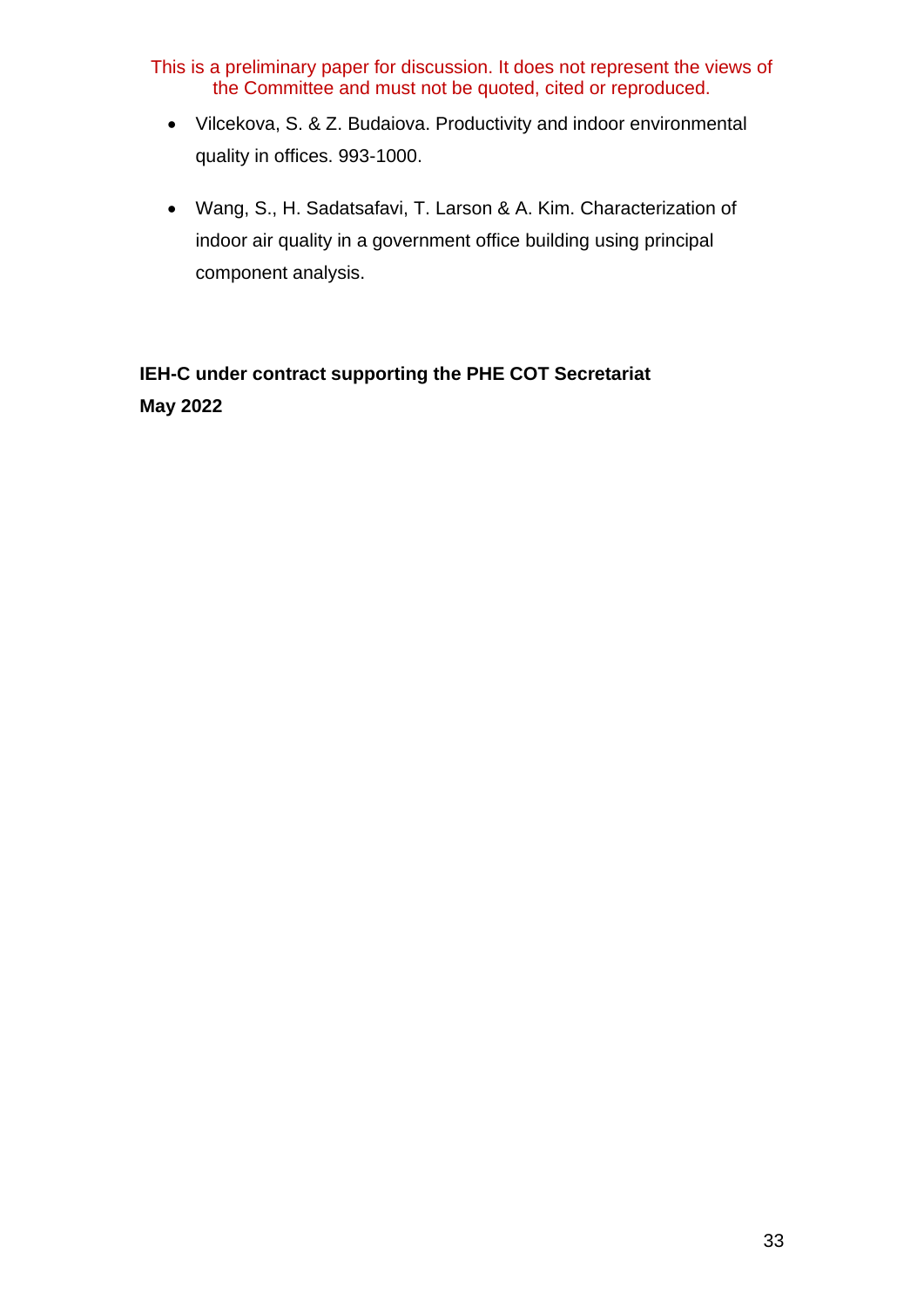- Vilcekova, S. & Z. Budaiova. Productivity and indoor environmental quality in offices. 993-1000.

- Wang, S., H. Sadatsafavi, T. Larson & A. Kim. Characterization of indoor air quality in a government office building using principal component analysis.

**IEH-C under contract supporting the PHE COT Secretariat**
**May 2022**